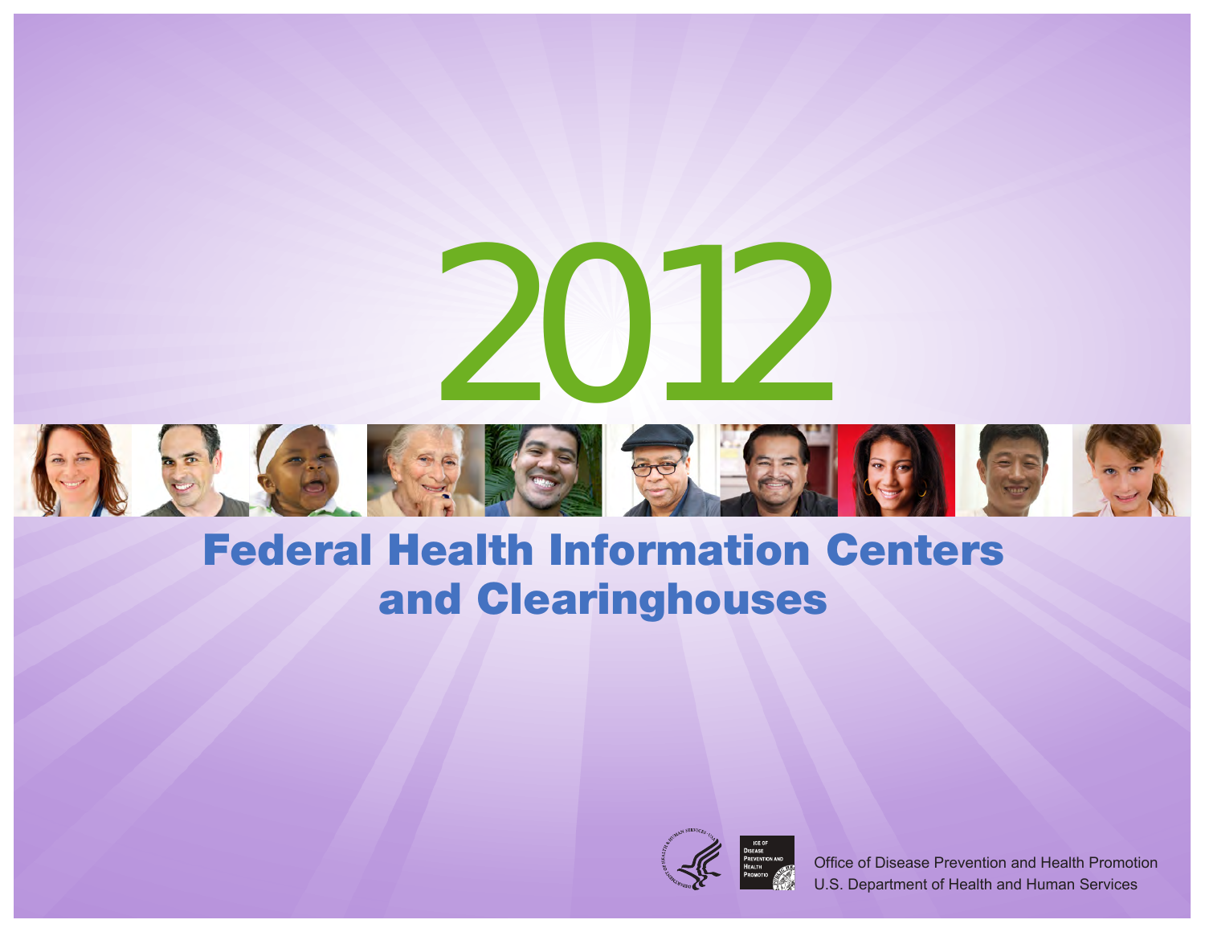# 2012

# Federal Health Information Centers and Clearinghouses

Office of Disease Prevention and Health Promotion
U.S. Department of Health and Human Services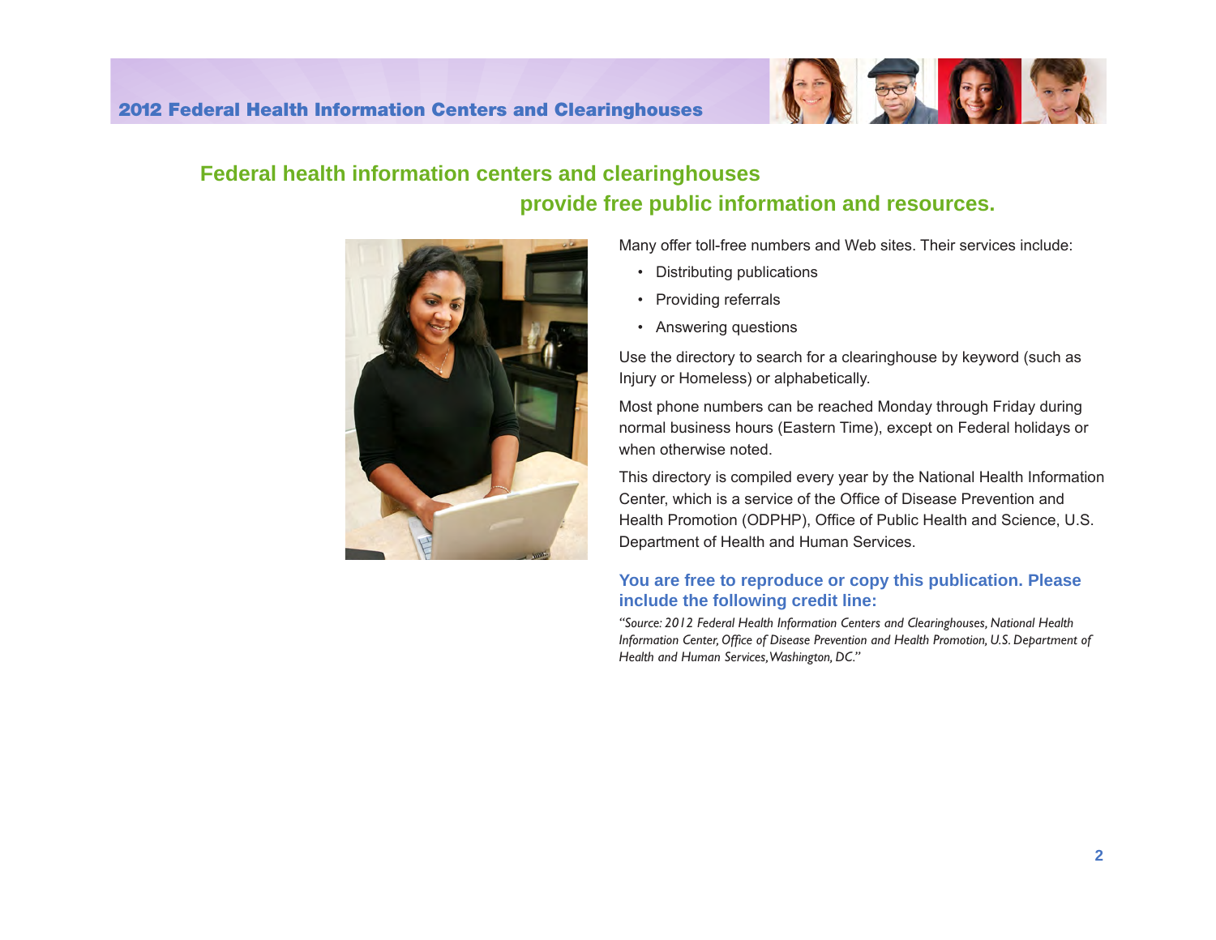## Federal health information centers and clearinghouses provide free public information and resources.

Many offer toll-free numbers and Web sites. Their services include:

- Distributing publications
- Providing referrals
- Answering questions

Use the directory to search for a clearinghouse by keyword (such as Injury or Homeless) or alphabetically.

Most phone numbers can be reached Monday through Friday during normal business hours (Eastern Time), except on Federal holidays or when otherwise noted.

This directory is compiled every year by the National Health Information Center, which is a service of the Office of Disease Prevention and Health Promotion (ODPHP), Office of Public Health and Science, U.S. Department of Health and Human Services.

### You are free to reproduce or copy this publication. Please include the following credit line:

*"Source: 2012 Federal Health Information Centers and Clearinghouses, National Health Information Center, Office of Disease Prevention and Health Promotion, U.S. Department of Health and Human Services, Washington, DC."*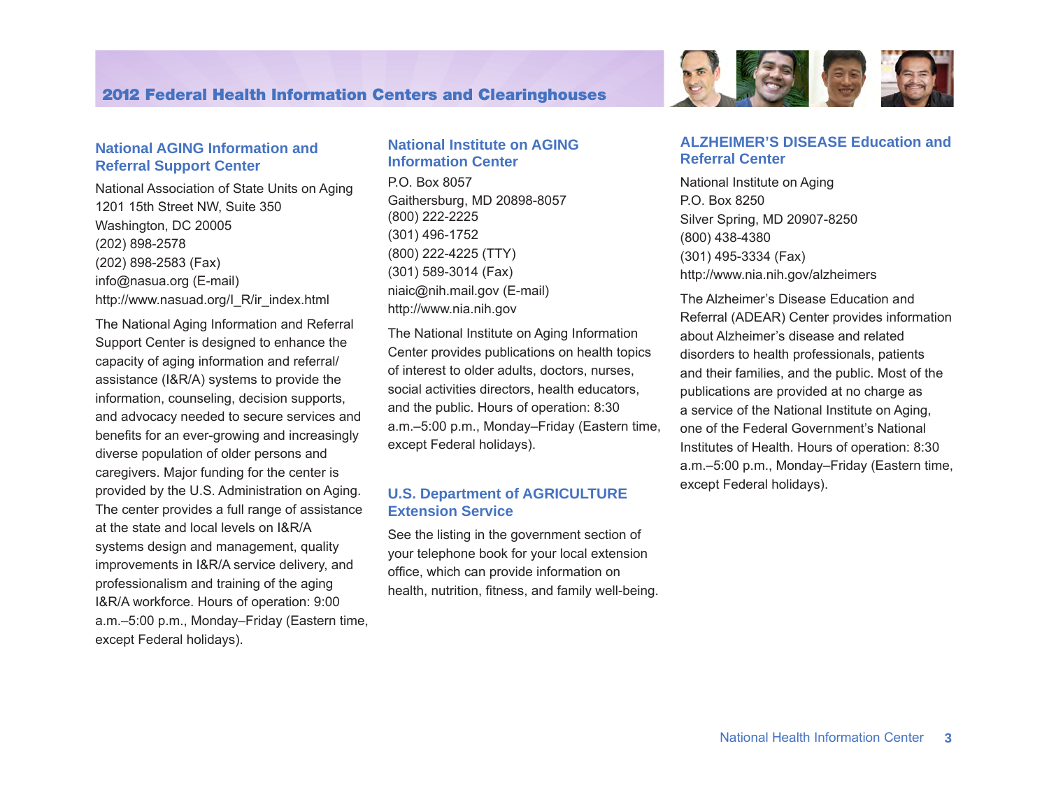## National AGING Information and Referral Support Center

National Association of State Units on Aging
1201 15th Street NW, Suite 350
Washington, DC 20005
(202) 898-2578
(202) 898-2583 (Fax)
info@nasua.org (E-mail)
http://www.nasuad.org/I_R/ir_index.html

The National Aging Information and Referral Support Center is designed to enhance the capacity of aging information and referral/assistance (I&R/A) systems to provide the information, counseling, decision supports, and advocacy needed to secure services and benefits for an ever-growing and increasingly diverse population of older persons and caregivers. Major funding for the center is provided by the U.S. Administration on Aging. The center provides a full range of assistance at the state and local levels on I&R/A systems design and management, quality improvements in I&R/A service delivery, and professionalism and training of the aging I&R/A workforce. Hours of operation: 9:00 a.m.–5:00 p.m., Monday–Friday (Eastern time, except Federal holidays).

## National Institute on AGING Information Center

P.O. Box 8057
Gaithersburg, MD 20898-8057
(800) 222-2225
(301) 496-1752
(800) 222-4225 (TTY)
(301) 589-3014 (Fax)
niaic@nih.mail.gov (E-mail)
http://www.nia.nih.gov

The National Institute on Aging Information Center provides publications on health topics of interest to older adults, doctors, nurses, social activities directors, health educators, and the public. Hours of operation: 8:30 a.m.–5:00 p.m., Monday–Friday (Eastern time, except Federal holidays).

## U.S. Department of AGRICULTURE Extension Service

See the listing in the government section of your telephone book for your local extension office, which can provide information on health, nutrition, fitness, and family well-being.

## ALZHEIMER'S DISEASE Education and Referral Center

National Institute on Aging
P.O. Box 8250
Silver Spring, MD 20907-8250
(800) 438-4380
(301) 495-3334 (Fax)
http://www.nia.nih.gov/alzheimers

The Alzheimer's Disease Education and Referral (ADEAR) Center provides information about Alzheimer's disease and related disorders to health professionals, patients and their families, and the public. Most of the publications are provided at no charge as a service of the National Institute on Aging, one of the Federal Government's National Institutes of Health. Hours of operation: 8:30 a.m.–5:00 p.m., Monday–Friday (Eastern time, except Federal holidays).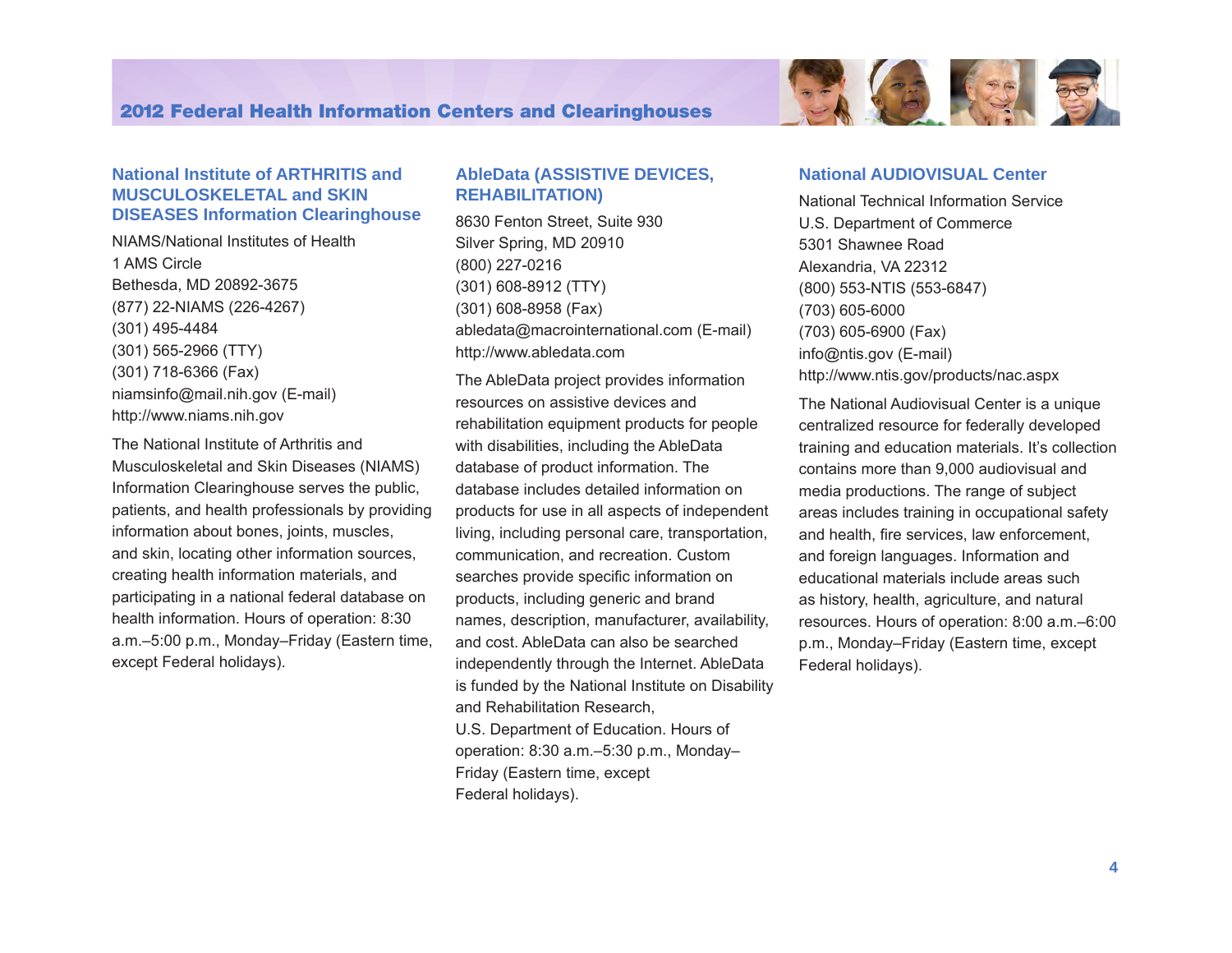## National Institute of ARTHRITIS and MUSCULOSKELETAL and SKIN DISEASES Information Clearinghouse

NIAMS/National Institutes of Health
1 AMS Circle
Bethesda, MD 20892-3675
(877) 22-NIAMS (226-4267)
(301) 495-4484
(301) 565-2966 (TTY)
(301) 718-6366 (Fax)
niamsinfo@mail.nih.gov (E-mail)
http://www.niams.nih.gov

The National Institute of Arthritis and Musculoskeletal and Skin Diseases (NIAMS) Information Clearinghouse serves the public, patients, and health professionals by providing information about bones, joints, muscles, and skin, locating other information sources, creating health information materials, and participating in a national federal database on health information. Hours of operation: 8:30 a.m.–5:00 p.m., Monday–Friday (Eastern time, except Federal holidays).

## AbleData (ASSISTIVE DEVICES, REHABILITATION)

8630 Fenton Street, Suite 930
Silver Spring, MD 20910
(800) 227-0216
(301) 608-8912 (TTY)
(301) 608-8958 (Fax)
abledata@macrointernational.com (E-mail)
http://www.abledata.com

The AbleData project provides information resources on assistive devices and rehabilitation equipment products for people with disabilities, including the AbleData database of product information. The database includes detailed information on products for use in all aspects of independent living, including personal care, transportation, communication, and recreation. Custom searches provide specific information on products, including generic and brand names, description, manufacturer, availability, and cost. AbleData can also be searched independently through the Internet. AbleData is funded by the National Institute on Disability and Rehabilitation Research, U.S. Department of Education. Hours of operation: 8:30 a.m.–5:30 p.m., Monday–Friday (Eastern time, except Federal holidays).

## National AUDIOVISUAL Center

National Technical Information Service
U.S. Department of Commerce
5301 Shawnee Road
Alexandria, VA 22312
(800) 553-NTIS (553-6847)
(703) 605-6000
(703) 605-6900 (Fax)
info@ntis.gov (E-mail)
http://www.ntis.gov/products/nac.aspx

The National Audiovisual Center is a unique centralized resource for federally developed training and education materials. It's collection contains more than 9,000 audiovisual and media productions. The range of subject areas includes training in occupational safety and health, fire services, law enforcement, and foreign languages. Information and educational materials include areas such as history, health, agriculture, and natural resources. Hours of operation: 8:00 a.m.–6:00 p.m., Monday–Friday (Eastern time, except Federal holidays).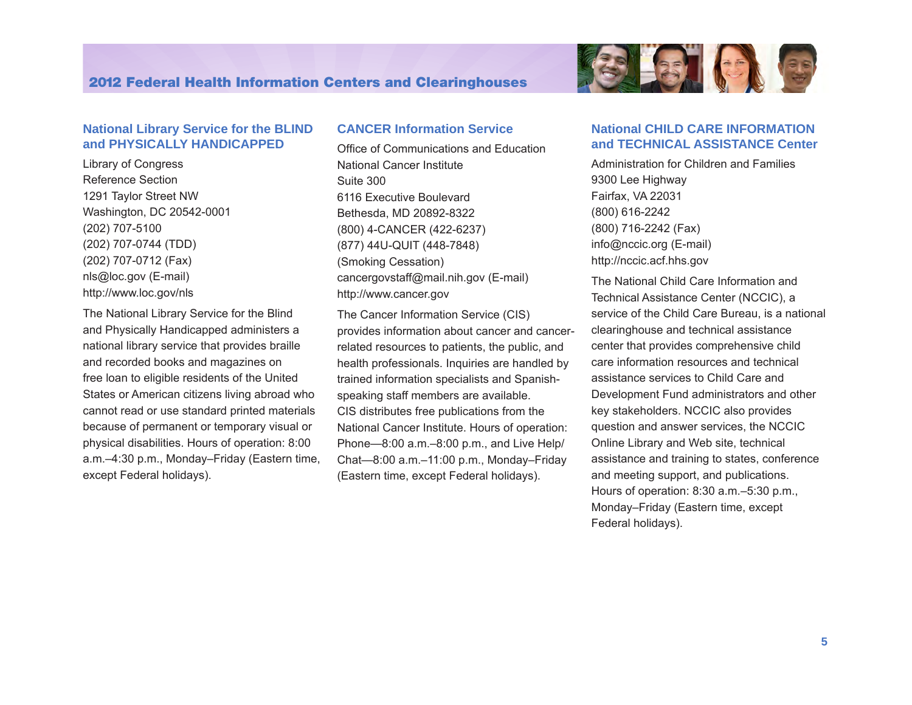## National Library Service for the BLIND and PHYSICALLY HANDICAPPED

Library of Congress
Reference Section
1291 Taylor Street NW
Washington, DC 20542-0001
(202) 707-5100
(202) 707-0744 (TDD)
(202) 707-0712 (Fax)
nls@loc.gov (E-mail)
http://www.loc.gov/nls

The National Library Service for the Blind and Physically Handicapped administers a national library service that provides braille and recorded books and magazines on free loan to eligible residents of the United States or American citizens living abroad who cannot read or use standard printed materials because of permanent or temporary visual or physical disabilities. Hours of operation: 8:00 a.m.–4:30 p.m., Monday–Friday (Eastern time, except Federal holidays).

## CANCER Information Service

Office of Communications and Education
National Cancer Institute
Suite 300
6116 Executive Boulevard
Bethesda, MD 20892-8322
(800) 4-CANCER (422-6237)
(877) 44U-QUIT (448-7848)
(Smoking Cessation)
cancergovstaff@mail.nih.gov (E-mail)
http://www.cancer.gov

The Cancer Information Service (CIS) provides information about cancer and cancer-related resources to patients, the public, and health professionals. Inquiries are handled by trained information specialists and Spanish-speaking staff members are available. CIS distributes free publications from the National Cancer Institute. Hours of operation: Phone—8:00 a.m.–8:00 p.m., and Live Help/Chat—8:00 a.m.–11:00 p.m., Monday–Friday (Eastern time, except Federal holidays).

## National CHILD CARE INFORMATION and TECHNICAL ASSISTANCE Center

Administration for Children and Families
9300 Lee Highway
Fairfax, VA 22031
(800) 616-2242
(800) 716-2242 (Fax)
info@nccic.org (E-mail)
http://nccic.acf.hhs.gov

The National Child Care Information and Technical Assistance Center (NCCIC), a service of the Child Care Bureau, is a national clearinghouse and technical assistance center that provides comprehensive child care information resources and technical assistance services to Child Care and Development Fund administrators and other key stakeholders. NCCIC also provides question and answer services, the NCCIC Online Library and Web site, technical assistance and training to states, conference and meeting support, and publications. Hours of operation: 8:30 a.m.–5:30 p.m., Monday–Friday (Eastern time, except Federal holidays).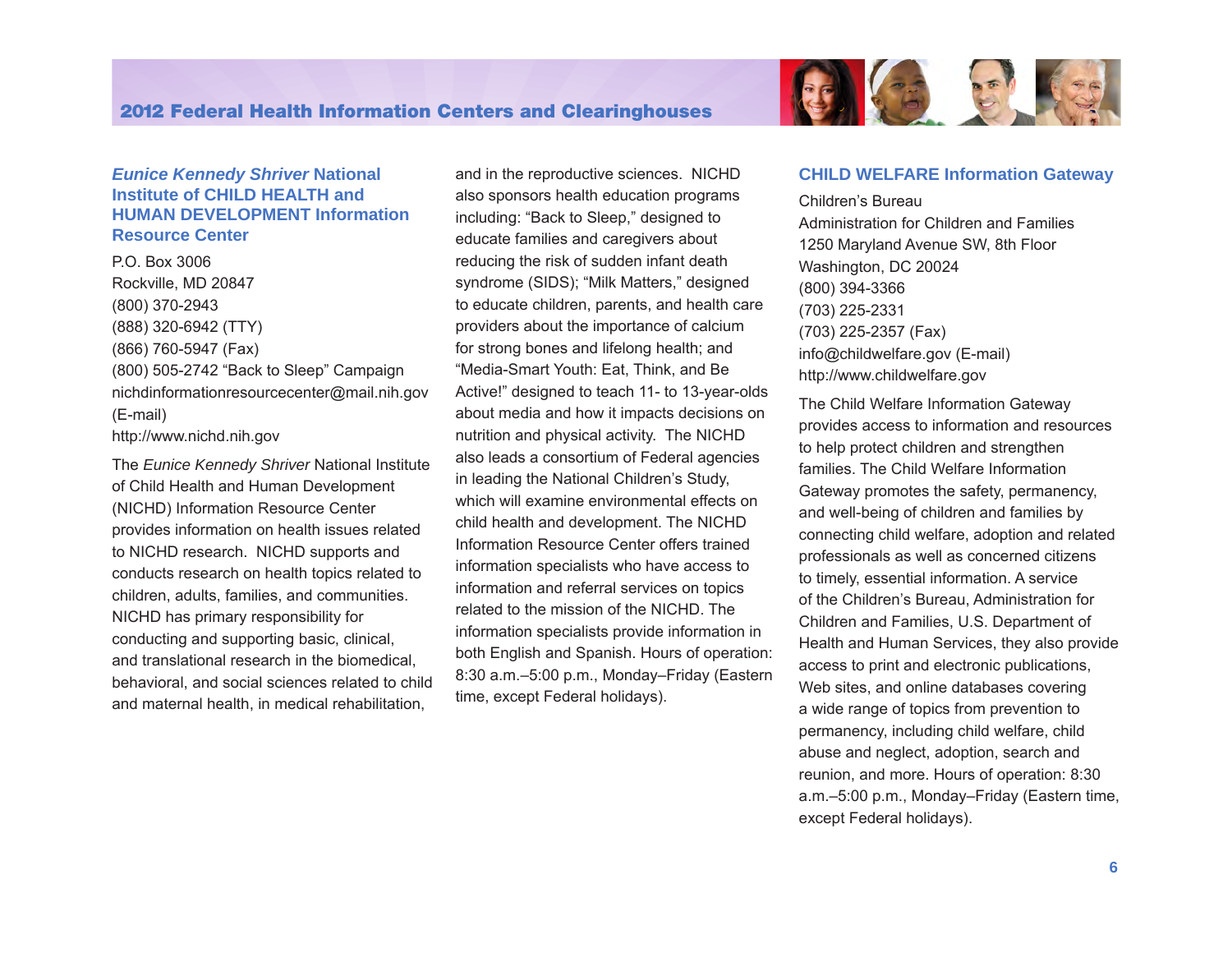## *Eunice Kennedy Shriver* National Institute of CHILD HEALTH and HUMAN DEVELOPMENT Information Resource Center

P.O. Box 3006
Rockville, MD 20847
(800) 370-2943
(888) 320-6942 (TTY)
(866) 760-5947 (Fax)
(800) 505-2742 "Back to Sleep" Campaign
nichdinformationresourcecenter@mail.nih.gov (E-mail)
http://www.nichd.nih.gov

The *Eunice Kennedy Shriver* National Institute of Child Health and Human Development (NICHD) Information Resource Center provides information on health issues related to NICHD research. NICHD supports and conducts research on health topics related to children, adults, families, and communities. NICHD has primary responsibility for conducting and supporting basic, clinical, and translational research in the biomedical, behavioral, and social sciences related to child and maternal health, in medical rehabilitation, and in the reproductive sciences. NICHD also sponsors health education programs including: "Back to Sleep," designed to educate families and caregivers about reducing the risk of sudden infant death syndrome (SIDS); "Milk Matters," designed to educate children, parents, and health care providers about the importance of calcium for strong bones and lifelong health; and "Media-Smart Youth: Eat, Think, and Be Active!" designed to teach 11- to 13-year-olds about media and how it impacts decisions on nutrition and physical activity. The NICHD also leads a consortium of Federal agencies in leading the National Children's Study, which will examine environmental effects on child health and development. The NICHD Information Resource Center offers trained information specialists who have access to information and referral services on topics related to the mission of the NICHD. The information specialists provide information in both English and Spanish. Hours of operation: 8:30 a.m.–5:00 p.m., Monday–Friday (Eastern time, except Federal holidays).

## CHILD WELFARE Information Gateway

Children's Bureau
Administration for Children and Families
1250 Maryland Avenue SW, 8th Floor
Washington, DC 20024
(800) 394-3366
(703) 225-2331
(703) 225-2357 (Fax)
info@childwelfare.gov (E-mail)
http://www.childwelfare.gov

The Child Welfare Information Gateway provides access to information and resources to help protect children and strengthen families. The Child Welfare Information Gateway promotes the safety, permanency, and well-being of children and families by connecting child welfare, adoption and related professionals as well as concerned citizens to timely, essential information. A service of the Children's Bureau, Administration for Children and Families, U.S. Department of Health and Human Services, they also provide access to print and electronic publications, Web sites, and online databases covering a wide range of topics from prevention to permanency, including child welfare, child abuse and neglect, adoption, search and reunion, and more. Hours of operation: 8:30 a.m.–5:00 p.m., Monday–Friday (Eastern time, except Federal holidays).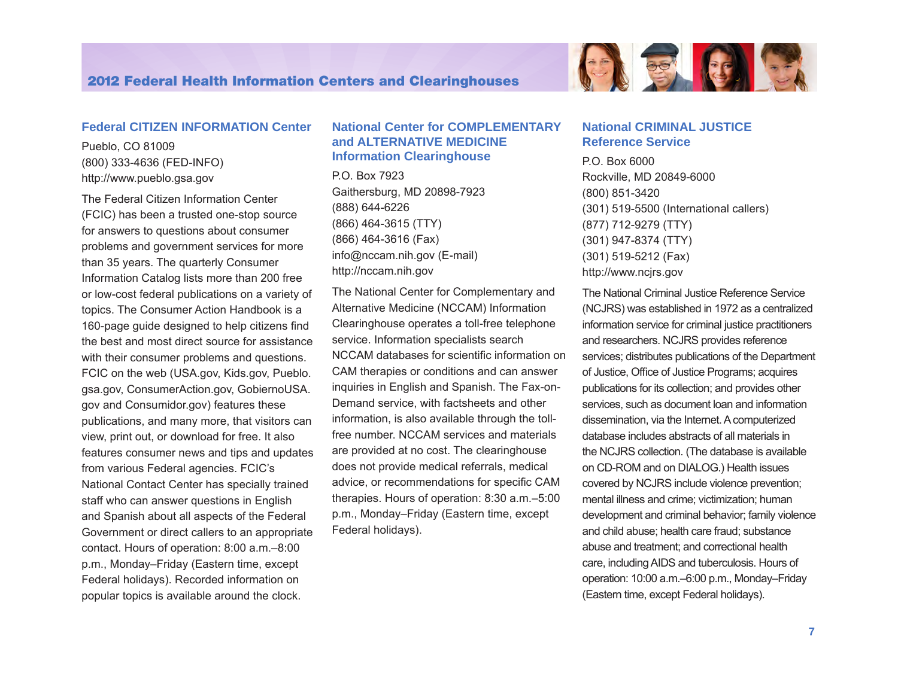## Federal CITIZEN INFORMATION Center

Pueblo, CO 81009
(800) 333-4636 (FED-INFO)
http://www.pueblo.gsa.gov

The Federal Citizen Information Center (FCIC) has been a trusted one-stop source for answers to questions about consumer problems and government services for more than 35 years. The quarterly Consumer Information Catalog lists more than 200 free or low-cost federal publications on a variety of topics. The Consumer Action Handbook is a 160-page guide designed to help citizens find the best and most direct source for assistance with their consumer problems and questions. FCIC on the web (USA.gov, Kids.gov, Pueblo.gsa.gov, ConsumerAction.gov, GobiernoUSA.gov and Consumidor.gov) features these publications, and many more, that visitors can view, print out, or download for free. It also features consumer news and tips and updates from various Federal agencies. FCIC's National Contact Center has specially trained staff who can answer questions in English and Spanish about all aspects of the Federal Government or direct callers to an appropriate contact. Hours of operation: 8:00 a.m.–8:00 p.m., Monday–Friday (Eastern time, except Federal holidays). Recorded information on popular topics is available around the clock.

## National Center for COMPLEMENTARY and ALTERNATIVE MEDICINE Information Clearinghouse

P.O. Box 7923
Gaithersburg, MD 20898-7923
(888) 644-6226
(866) 464-3615 (TTY)
(866) 464-3616 (Fax)
info@nccam.nih.gov (E-mail)
http://nccam.nih.gov

The National Center for Complementary and Alternative Medicine (NCCAM) Information Clearinghouse operates a toll-free telephone service. Information specialists search NCCAM databases for scientific information on CAM therapies or conditions and can answer inquiries in English and Spanish. The Fax-on-Demand service, with factsheets and other information, is also available through the toll-free number. NCCAM services and materials are provided at no cost. The clearinghouse does not provide medical referrals, medical advice, or recommendations for specific CAM therapies. Hours of operation: 8:30 a.m.–5:00 p.m., Monday–Friday (Eastern time, except Federal holidays).

## National CRIMINAL JUSTICE Reference Service

P.O. Box 6000
Rockville, MD 20849-6000
(800) 851-3420
(301) 519-5500 (International callers)
(877) 712-9279 (TTY)
(301) 947-8374 (TTY)
(301) 519-5212 (Fax)
http://www.ncjrs.gov

The National Criminal Justice Reference Service (NCJRS) was established in 1972 as a centralized information service for criminal justice practitioners and researchers. NCJRS provides reference services; distributes publications of the Department of Justice, Office of Justice Programs; acquires publications for its collection; and provides other services, such as document loan and information dissemination, via the Internet. A computerized database includes abstracts of all materials in the NCJRS collection. (The database is available on CD-ROM and on DIALOG.) Health issues covered by NCJRS include violence prevention; mental illness and crime; victimization; human development and criminal behavior; family violence and child abuse; health care fraud; substance abuse and treatment; and correctional health care, including AIDS and tuberculosis. Hours of operation: 10:00 a.m.–6:00 p.m., Monday–Friday (Eastern time, except Federal holidays).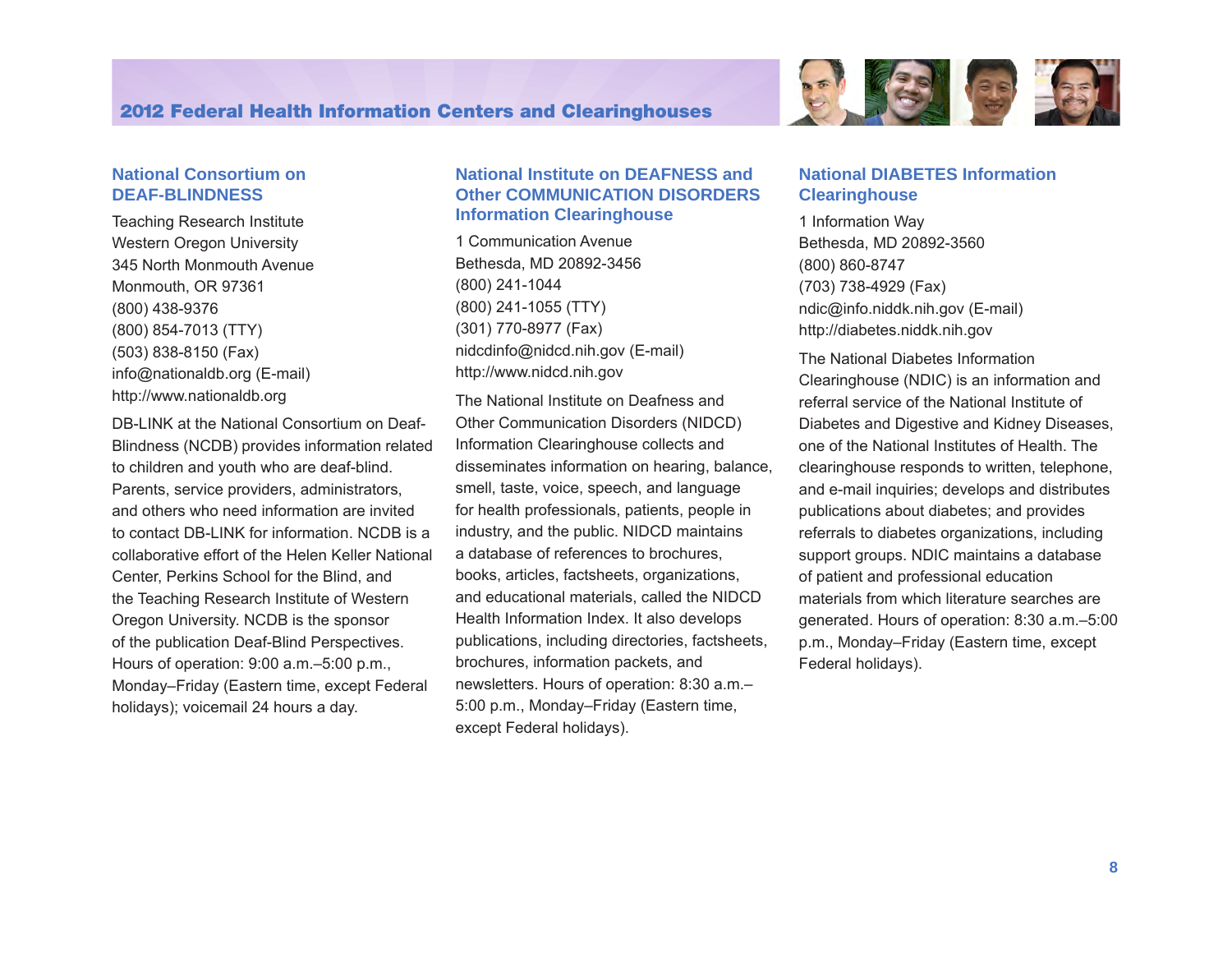## National Consortium on DEAF-BLINDNESS

Teaching Research Institute
Western Oregon University
345 North Monmouth Avenue
Monmouth, OR 97361
(800) 438-9376
(800) 854-7013 (TTY)
(503) 838-8150 (Fax)
info@nationaldb.org (E-mail)
http://www.nationaldb.org

DB-LINK at the National Consortium on Deaf-Blindness (NCDB) provides information related to children and youth who are deaf-blind. Parents, service providers, administrators, and others who need information are invited to contact DB-LINK for information. NCDB is a collaborative effort of the Helen Keller National Center, Perkins School for the Blind, and the Teaching Research Institute of Western Oregon University. NCDB is the sponsor of the publication Deaf-Blind Perspectives. Hours of operation: 9:00 a.m.–5:00 p.m., Monday–Friday (Eastern time, except Federal holidays); voicemail 24 hours a day.

## National Institute on DEAFNESS and Other COMMUNICATION DISORDERS Information Clearinghouse

1 Communication Avenue
Bethesda, MD 20892-3456
(800) 241-1044
(800) 241-1055 (TTY)
(301) 770-8977 (Fax)
nidcdinfo@nidcd.nih.gov (E-mail)
http://www.nidcd.nih.gov

The National Institute on Deafness and Other Communication Disorders (NIDCD) Information Clearinghouse collects and disseminates information on hearing, balance, smell, taste, voice, speech, and language for health professionals, patients, people in industry, and the public. NIDCD maintains a database of references to brochures, books, articles, factsheets, organizations, and educational materials, called the NIDCD Health Information Index. It also develops publications, including directories, factsheets, brochures, information packets, and newsletters. Hours of operation: 8:30 a.m.–5:00 p.m., Monday–Friday (Eastern time, except Federal holidays).

## National DIABETES Information Clearinghouse

1 Information Way
Bethesda, MD 20892-3560
(800) 860-8747
(703) 738-4929 (Fax)
ndic@info.niddk.nih.gov (E-mail)
http://diabetes.niddk.nih.gov

The National Diabetes Information Clearinghouse (NDIC) is an information and referral service of the National Institute of Diabetes and Digestive and Kidney Diseases, one of the National Institutes of Health. The clearinghouse responds to written, telephone, and e-mail inquiries; develops and distributes publications about diabetes; and provides referrals to diabetes organizations, including support groups. NDIC maintains a database of patient and professional education materials from which literature searches are generated. Hours of operation: 8:30 a.m.–5:00 p.m., Monday–Friday (Eastern time, except Federal holidays).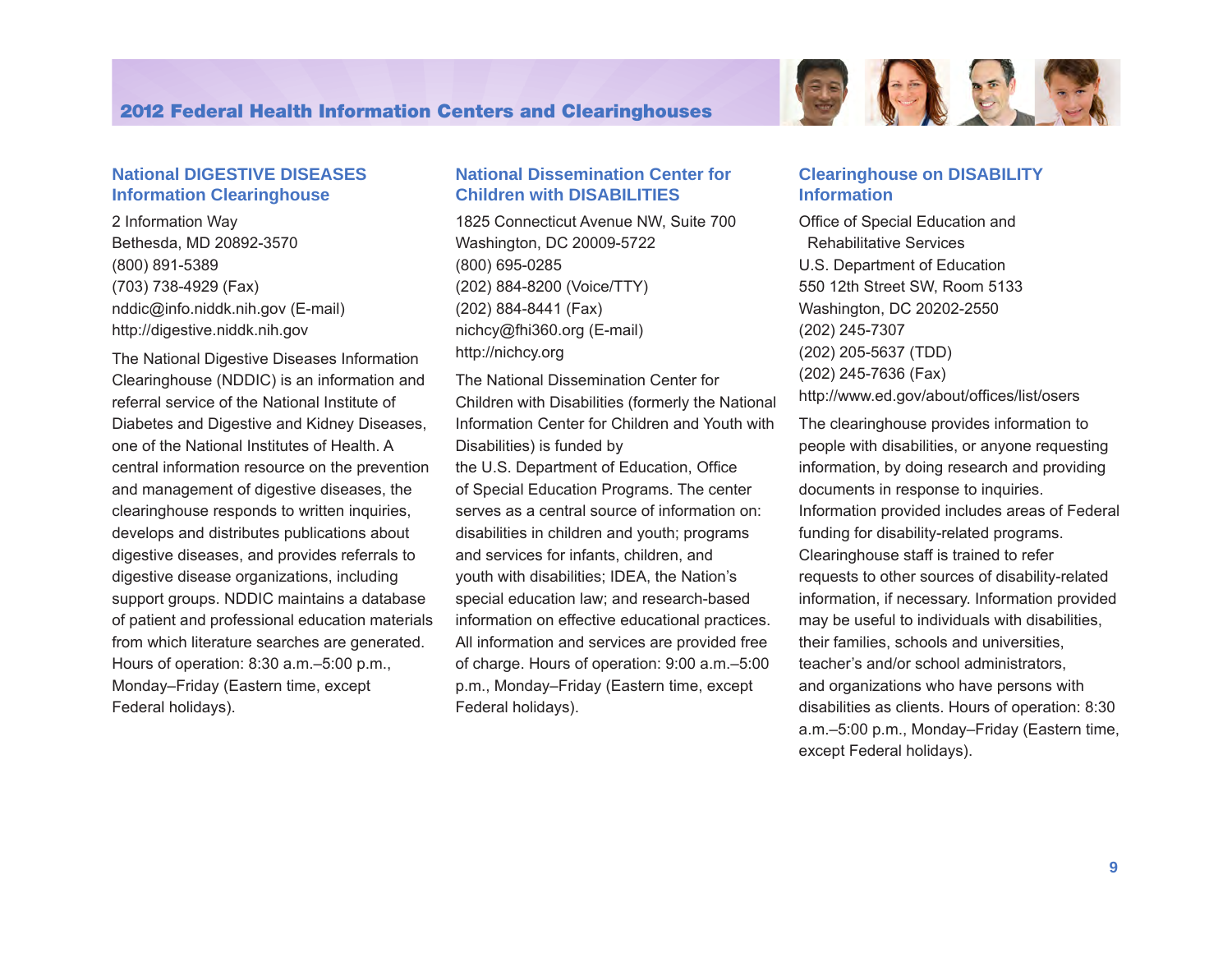## National DIGESTIVE DISEASES Information Clearinghouse

2 Information Way
Bethesda, MD 20892-3570
(800) 891-5389
(703) 738-4929 (Fax)
nddic@info.niddk.nih.gov (E-mail)
http://digestive.niddk.nih.gov

The National Digestive Diseases Information Clearinghouse (NDDIC) is an information and referral service of the National Institute of Diabetes and Digestive and Kidney Diseases, one of the National Institutes of Health. A central information resource on the prevention and management of digestive diseases, the clearinghouse responds to written inquiries, develops and distributes publications about digestive diseases, and provides referrals to digestive disease organizations, including support groups. NDDIC maintains a database of patient and professional education materials from which literature searches are generated. Hours of operation: 8:30 a.m.–5:00 p.m., Monday–Friday (Eastern time, except Federal holidays).

## National Dissemination Center for Children with DISABILITIES

1825 Connecticut Avenue NW, Suite 700
Washington, DC 20009-5722
(800) 695-0285
(202) 884-8200 (Voice/TTY)
(202) 884-8441 (Fax)
nichcy@fhi360.org (E-mail)
http://nichcy.org

The National Dissemination Center for Children with Disabilities (formerly the National Information Center for Children and Youth with Disabilities) is funded by the U.S. Department of Education, Office of Special Education Programs. The center serves as a central source of information on: disabilities in children and youth; programs and services for infants, children, and youth with disabilities; IDEA, the Nation's special education law; and research-based information on effective educational practices. All information and services are provided free of charge. Hours of operation: 9:00 a.m.–5:00 p.m., Monday–Friday (Eastern time, except Federal holidays).

## Clearinghouse on DISABILITY Information

Office of Special Education and
Rehabilitative Services
U.S. Department of Education
550 12th Street SW, Room 5133
Washington, DC 20202-2550
(202) 245-7307
(202) 205-5637 (TDD)
(202) 245-7636 (Fax)
http://www.ed.gov/about/offices/list/osers

The clearinghouse provides information to people with disabilities, or anyone requesting information, by doing research and providing documents in response to inquiries. Information provided includes areas of Federal funding for disability-related programs. Clearinghouse staff is trained to refer requests to other sources of disability-related information, if necessary. Information provided may be useful to individuals with disabilities, their families, schools and universities, teacher's and/or school administrators, and organizations who have persons with disabilities as clients. Hours of operation: 8:30 a.m.–5:00 p.m., Monday–Friday (Eastern time, except Federal holidays).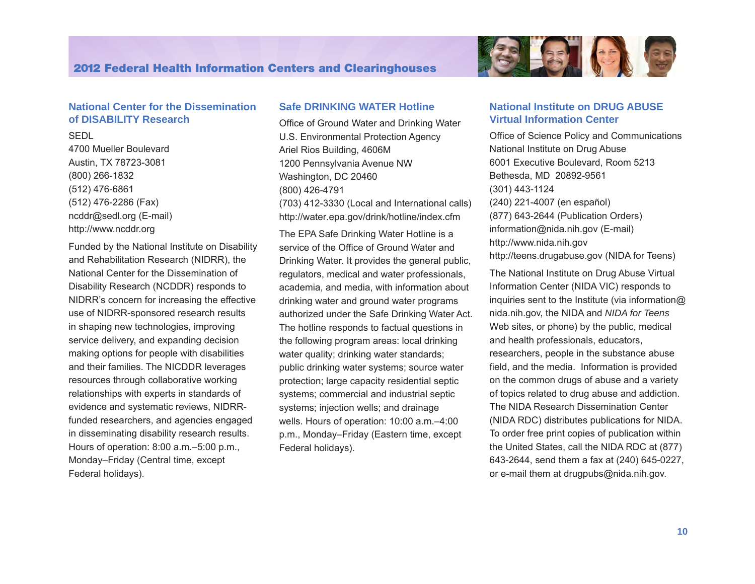## National Center for the Dissemination of DISABILITY Research

SEDL
4700 Mueller Boulevard
Austin, TX 78723-3081
(800) 266-1832
(512) 476-6861
(512) 476-2286 (Fax)
ncddr@sedl.org (E-mail)
http://www.ncddr.org

Funded by the National Institute on Disability and Rehabilitation Research (NIDRR), the National Center for the Dissemination of Disability Research (NCDDR) responds to NIDRR's concern for increasing the effective use of NIDRR-sponsored research results in shaping new technologies, improving service delivery, and expanding decision making options for people with disabilities and their families. The NICDDR leverages resources through collaborative working relationships with experts in standards of evidence and systematic reviews, NIDRR-funded researchers, and agencies engaged in disseminating disability research results. Hours of operation: 8:00 a.m.–5:00 p.m., Monday–Friday (Central time, except Federal holidays).

## Safe DRINKING WATER Hotline

Office of Ground Water and Drinking Water
U.S. Environmental Protection Agency
Ariel Rios Building, 4606M
1200 Pennsylvania Avenue NW
Washington, DC 20460
(800) 426-4791
(703) 412-3330 (Local and International calls)
http://water.epa.gov/drink/hotline/index.cfm

The EPA Safe Drinking Water Hotline is a service of the Office of Ground Water and Drinking Water. It provides the general public, regulators, medical and water professionals, academia, and media, with information about drinking water and ground water programs authorized under the Safe Drinking Water Act. The hotline responds to factual questions in the following program areas: local drinking water quality; drinking water standards; public drinking water systems; source water protection; large capacity residential septic systems; commercial and industrial septic systems; injection wells; and drainage wells. Hours of operation: 10:00 a.m.–4:00 p.m., Monday–Friday (Eastern time, except Federal holidays).

## National Institute on DRUG ABUSE Virtual Information Center

Office of Science Policy and Communications
National Institute on Drug Abuse
6001 Executive Boulevard, Room 5213
Bethesda, MD 20892-9561
(301) 443-1124
(240) 221-4007 (en español)
(877) 643-2644 (Publication Orders)
information@nida.nih.gov (E-mail)
http://www.nida.nih.gov
http://teens.drugabuse.gov (NIDA for Teens)

The National Institute on Drug Abuse Virtual Information Center (NIDA VIC) responds to inquiries sent to the Institute (via information@nida.nih.gov, the NIDA and *NIDA for Teens* Web sites, or phone) by the public, medical and health professionals, educators, researchers, people in the substance abuse field, and the media. Information is provided on the common drugs of abuse and a variety of topics related to drug abuse and addiction. The NIDA Research Dissemination Center (NIDA RDC) distributes publications for NIDA. To order free print copies of publication within the United States, call the NIDA RDC at (877) 643-2644, send them a fax at (240) 645-0227, or e-mail them at drugpubs@nida.nih.gov.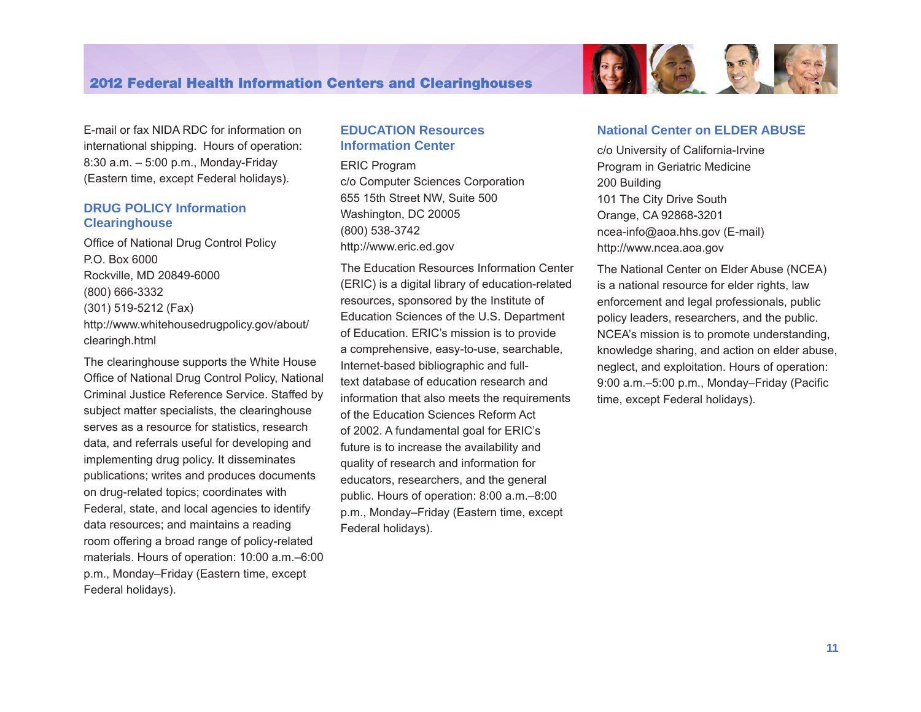E-mail or fax NIDA RDC for information on international shipping. Hours of operation: 8:30 a.m. – 5:00 p.m., Monday-Friday (Eastern time, except Federal holidays).

## DRUG POLICY Information Clearinghouse

Office of National Drug Control Policy
P.O. Box 6000
Rockville, MD 20849-6000
(800) 666-3332
(301) 519-5212 (Fax)
http://www.whitehousedrugpolicy.gov/about/clearingh.html

The clearinghouse supports the White House Office of National Drug Control Policy, National Criminal Justice Reference Service. Staffed by subject matter specialists, the clearinghouse serves as a resource for statistics, research data, and referrals useful for developing and implementing drug policy. It disseminates publications; writes and produces documents on drug-related topics; coordinates with Federal, state, and local agencies to identify data resources; and maintains a reading room offering a broad range of policy-related materials. Hours of operation: 10:00 a.m.–6:00 p.m., Monday–Friday (Eastern time, except Federal holidays).

## EDUCATION Resources Information Center

ERIC Program
c/o Computer Sciences Corporation
655 15th Street NW, Suite 500
Washington, DC 20005
(800) 538-3742
http://www.eric.ed.gov

The Education Resources Information Center (ERIC) is a digital library of education-related resources, sponsored by the Institute of Education Sciences of the U.S. Department of Education. ERIC's mission is to provide a comprehensive, easy-to-use, searchable, Internet-based bibliographic and full-text database of education research and information that also meets the requirements of the Education Sciences Reform Act of 2002. A fundamental goal for ERIC's future is to increase the availability and quality of research and information for educators, researchers, and the general public. Hours of operation: 8:00 a.m.–8:00 p.m., Monday–Friday (Eastern time, except Federal holidays).

## National Center on ELDER ABUSE

c/o University of California-Irvine
Program in Geriatric Medicine
200 Building
101 The City Drive South
Orange, CA 92868-3201
ncea-info@aoa.hhs.gov (E-mail)
http://www.ncea.aoa.gov

The National Center on Elder Abuse (NCEA) is a national resource for elder rights, law enforcement and legal professionals, public policy leaders, researchers, and the public. NCEA's mission is to promote understanding, knowledge sharing, and action on elder abuse, neglect, and exploitation. Hours of operation: 9:00 a.m.–5:00 p.m., Monday–Friday (Pacific time, except Federal holidays).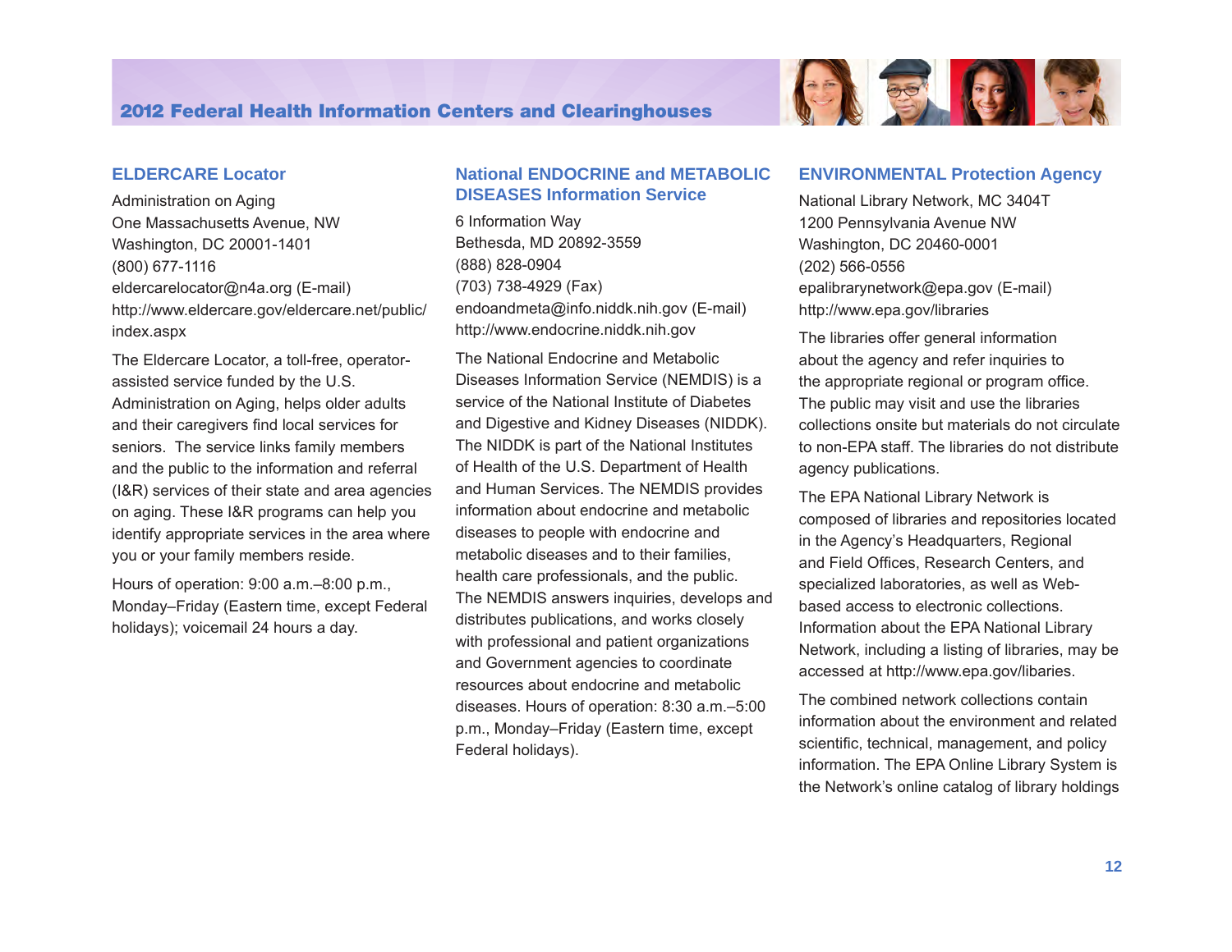## ELDERCARE Locator

Administration on Aging
One Massachusetts Avenue, NW
Washington, DC 20001-1401
(800) 677-1116
eldercarelocator@n4a.org (E-mail)
http://www.eldercare.gov/eldercare.net/public/index.aspx

The Eldercare Locator, a toll-free, operator-assisted service funded by the U.S. Administration on Aging, helps older adults and their caregivers find local services for seniors.  The service links family members and the public to the information and referral (I&R) services of their state and area agencies on aging. These I&R programs can help you identify appropriate services in the area where you or your family members reside.

Hours of operation: 9:00 a.m.–8:00 p.m., Monday–Friday (Eastern time, except Federal holidays); voicemail 24 hours a day.

## National ENDOCRINE and METABOLIC DISEASES Information Service

6 Information Way
Bethesda, MD 20892-3559
(888) 828-0904
(703) 738-4929 (Fax)
endoandmeta@info.niddk.nih.gov (E-mail)
http://www.endocrine.niddk.nih.gov

The National Endocrine and Metabolic Diseases Information Service (NEMDIS) is a service of the National Institute of Diabetes and Digestive and Kidney Diseases (NIDDK). The NIDDK is part of the National Institutes of Health of the U.S. Department of Health and Human Services. The NEMDIS provides information about endocrine and metabolic diseases to people with endocrine and metabolic diseases and to their families, health care professionals, and the public. The NEMDIS answers inquiries, develops and distributes publications, and works closely with professional and patient organizations and Government agencies to coordinate resources about endocrine and metabolic diseases. Hours of operation: 8:30 a.m.–5:00 p.m., Monday–Friday (Eastern time, except Federal holidays).

## ENVIRONMENTAL Protection Agency

National Library Network, MC 3404T
1200 Pennsylvania Avenue NW
Washington, DC 20460-0001
(202) 566-0556
epalibrarynetwork@epa.gov (E-mail)
http://www.epa.gov/libraries

The libraries offer general information about the agency and refer inquiries to the appropriate regional or program office. The public may visit and use the libraries collections onsite but materials do not circulate to non-EPA staff. The libraries do not distribute agency publications.

The EPA National Library Network is composed of libraries and repositories located in the Agency's Headquarters, Regional and Field Offices, Research Centers, and specialized laboratories, as well as Web-based access to electronic collections. Information about the EPA National Library Network, including a listing of libraries, may be accessed at http://www.epa.gov/libaries.

The combined network collections contain information about the environment and related scientific, technical, management, and policy information. The EPA Online Library System is the Network's online catalog of library holdings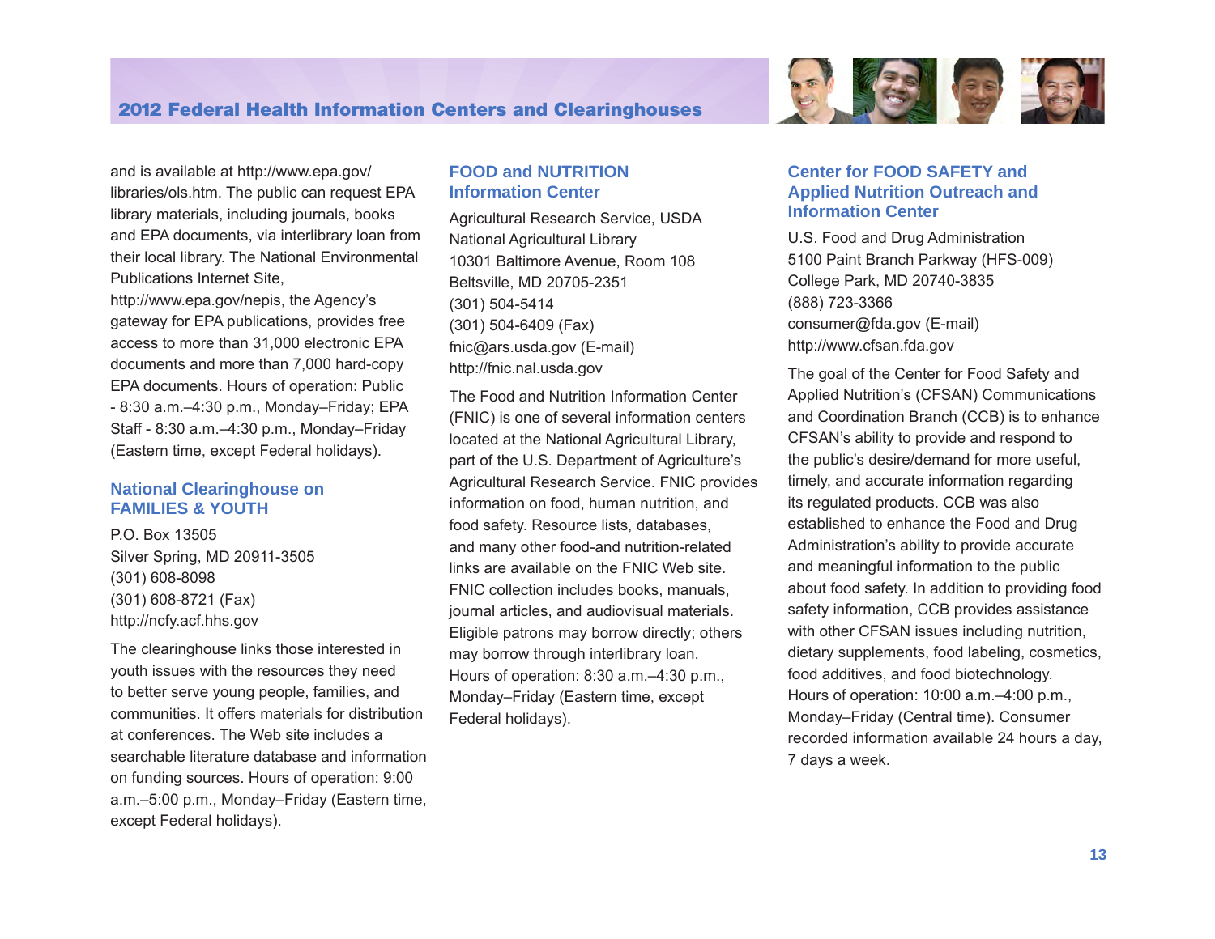and is available at http://www.epa.gov/libraries/ols.htm. The public can request EPA library materials, including journals, books and EPA documents, via interlibrary loan from their local library. The National Environmental Publications Internet Site, http://www.epa.gov/nepis, the Agency's gateway for EPA publications, provides free access to more than 31,000 electronic EPA documents and more than 7,000 hard-copy EPA documents. Hours of operation: Public - 8:30 a.m.–4:30 p.m., Monday–Friday; EPA Staff - 8:30 a.m.–4:30 p.m., Monday–Friday (Eastern time, except Federal holidays).

## National Clearinghouse on FAMILIES & YOUTH

P.O. Box 13505
Silver Spring, MD 20911-3505
(301) 608-8098
(301) 608-8721 (Fax)
http://ncfy.acf.hhs.gov

The clearinghouse links those interested in youth issues with the resources they need to better serve young people, families, and communities. It offers materials for distribution at conferences. The Web site includes a searchable literature database and information on funding sources. Hours of operation: 9:00 a.m.–5:00 p.m., Monday–Friday (Eastern time, except Federal holidays).

## FOOD and NUTRITION Information Center

Agricultural Research Service, USDA
National Agricultural Library
10301 Baltimore Avenue, Room 108
Beltsville, MD 20705-2351
(301) 504-5414
(301) 504-6409 (Fax)
fnic@ars.usda.gov (E-mail)
http://fnic.nal.usda.gov

The Food and Nutrition Information Center (FNIC) is one of several information centers located at the National Agricultural Library, part of the U.S. Department of Agriculture's Agricultural Research Service. FNIC provides information on food, human nutrition, and food safety. Resource lists, databases, and many other food-and nutrition-related links are available on the FNIC Web site. FNIC collection includes books, manuals, journal articles, and audiovisual materials. Eligible patrons may borrow directly; others may borrow through interlibrary loan. Hours of operation: 8:30 a.m.–4:30 p.m., Monday–Friday (Eastern time, except Federal holidays).

## Center for FOOD SAFETY and Applied Nutrition Outreach and Information Center

U.S. Food and Drug Administration
5100 Paint Branch Parkway (HFS-009)
College Park, MD 20740-3835
(888) 723-3366
consumer@fda.gov (E-mail)
http://www.cfsan.fda.gov

The goal of the Center for Food Safety and Applied Nutrition's (CFSAN) Communications and Coordination Branch (CCB) is to enhance CFSAN's ability to provide and respond to the public's desire/demand for more useful, timely, and accurate information regarding its regulated products. CCB was also established to enhance the Food and Drug Administration's ability to provide accurate and meaningful information to the public about food safety. In addition to providing food safety information, CCB provides assistance with other CFSAN issues including nutrition, dietary supplements, food labeling, cosmetics, food additives, and food biotechnology. Hours of operation: 10:00 a.m.–4:00 p.m., Monday–Friday (Central time). Consumer recorded information available 24 hours a day, 7 days a week.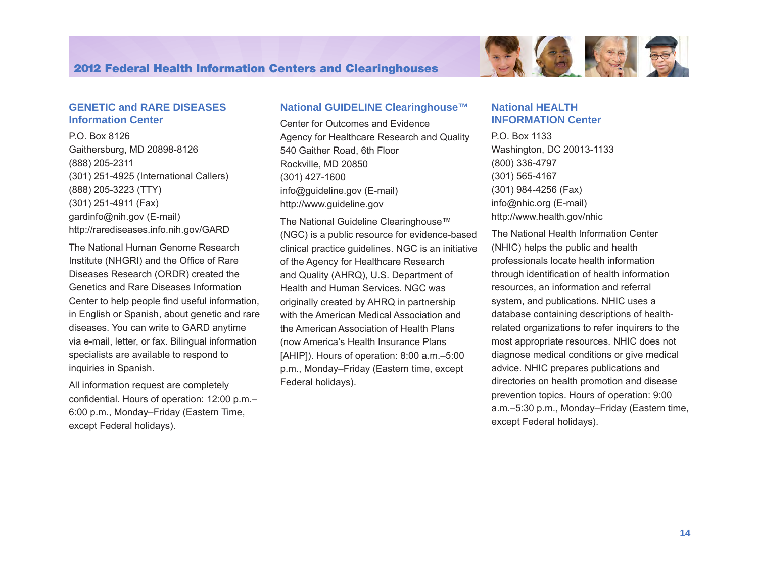## GENETIC and RARE DISEASES Information Center

P.O. Box 8126
Gaithersburg, MD 20898-8126
(888) 205-2311
(301) 251-4925 (International Callers)
(888) 205-3223 (TTY)
(301) 251-4911 (Fax)
gardinfo@nih.gov (E-mail)
http://rarediseases.info.nih.gov/GARD

The National Human Genome Research Institute (NHGRI) and the Office of Rare Diseases Research (ORDR) created the Genetics and Rare Diseases Information Center to help people find useful information, in English or Spanish, about genetic and rare diseases. You can write to GARD anytime via e-mail, letter, or fax. Bilingual information specialists are available to respond to inquiries in Spanish.

All information request are completely confidential. Hours of operation: 12:00 p.m.–6:00 p.m., Monday–Friday (Eastern Time, except Federal holidays).

## National GUIDELINE Clearinghouse™

Center for Outcomes and Evidence
Agency for Healthcare Research and Quality
540 Gaither Road, 6th Floor
Rockville, MD 20850
(301) 427-1600
info@guideline.gov (E-mail)
http://www.guideline.gov

The National Guideline Clearinghouse™ (NGC) is a public resource for evidence-based clinical practice guidelines. NGC is an initiative of the Agency for Healthcare Research and Quality (AHRQ), U.S. Department of Health and Human Services. NGC was originally created by AHRQ in partnership with the American Medical Association and the American Association of Health Plans (now America's Health Insurance Plans [AHIP]). Hours of operation: 8:00 a.m.–5:00 p.m., Monday–Friday (Eastern time, except Federal holidays).

## National HEALTH INFORMATION Center

P.O. Box 1133
Washington, DC 20013-1133
(800) 336-4797
(301) 565-4167
(301) 984-4256 (Fax)
info@nhic.org (E-mail)
http://www.health.gov/nhic

The National Health Information Center (NHIC) helps the public and health professionals locate health information through identification of health information resources, an information and referral system, and publications. NHIC uses a database containing descriptions of health-related organizations to refer inquirers to the most appropriate resources. NHIC does not diagnose medical conditions or give medical advice. NHIC prepares publications and directories on health promotion and disease prevention topics. Hours of operation: 9:00 a.m.–5:30 p.m., Monday–Friday (Eastern time, except Federal holidays).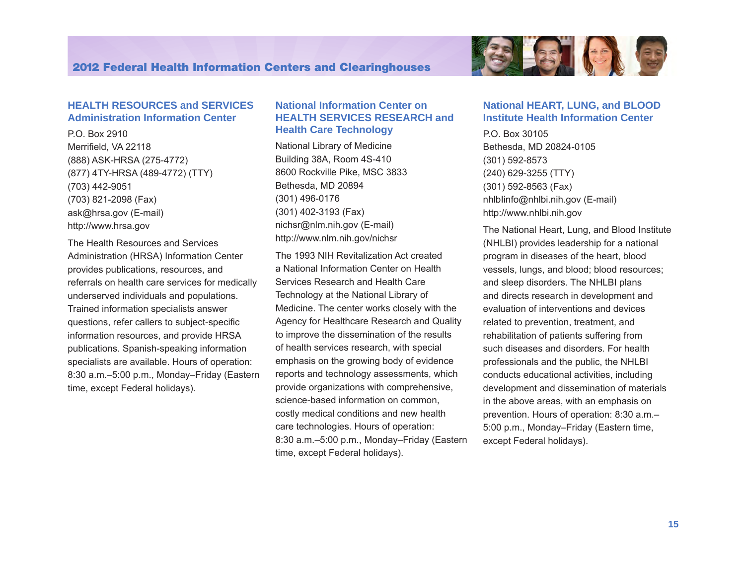## HEALTH RESOURCES and SERVICES Administration Information Center

P.O. Box 2910
Merrifield, VA 22118
(888) ASK-HRSA (275-4772)
(877) 4TY-HRSA (489-4772) (TTY)
(703) 442-9051
(703) 821-2098 (Fax)
ask@hrsa.gov (E-mail)
http://www.hrsa.gov

The Health Resources and Services Administration (HRSA) Information Center provides publications, resources, and referrals on health care services for medically underserved individuals and populations. Trained information specialists answer questions, refer callers to subject-specific information resources, and provide HRSA publications. Spanish-speaking information specialists are available. Hours of operation: 8:30 a.m.–5:00 p.m., Monday–Friday (Eastern time, except Federal holidays).

## National Information Center on HEALTH SERVICES RESEARCH and Health Care Technology

National Library of Medicine
Building 38A, Room 4S-410
8600 Rockville Pike, MSC 3833
Bethesda, MD 20894
(301) 496-0176
(301) 402-3193 (Fax)
nichsr@nlm.nih.gov (E-mail)
http://www.nlm.nih.gov/nichsr

The 1993 NIH Revitalization Act created a National Information Center on Health Services Research and Health Care Technology at the National Library of Medicine. The center works closely with the Agency for Healthcare Research and Quality to improve the dissemination of the results of health services research, with special emphasis on the growing body of evidence reports and technology assessments, which provide organizations with comprehensive, science-based information on common, costly medical conditions and new health care technologies. Hours of operation: 8:30 a.m.–5:00 p.m., Monday–Friday (Eastern time, except Federal holidays).

## National HEART, LUNG, and BLOOD Institute Health Information Center

P.O. Box 30105
Bethesda, MD 20824-0105
(301) 592-8573
(240) 629-3255 (TTY)
(301) 592-8563 (Fax)
nhlbiinfo@nhlbi.nih.gov (E-mail)
http://www.nhlbi.nih.gov

The National Heart, Lung, and Blood Institute (NHLBI) provides leadership for a national program in diseases of the heart, blood vessels, lungs, and blood; blood resources; and sleep disorders. The NHLBI plans and directs research in development and evaluation of interventions and devices related to prevention, treatment, and rehabilitation of patients suffering from such diseases and disorders. For health professionals and the public, the NHLBI conducts educational activities, including development and dissemination of materials in the above areas, with an emphasis on prevention. Hours of operation: 8:30 a.m.–5:00 p.m., Monday–Friday (Eastern time, except Federal holidays).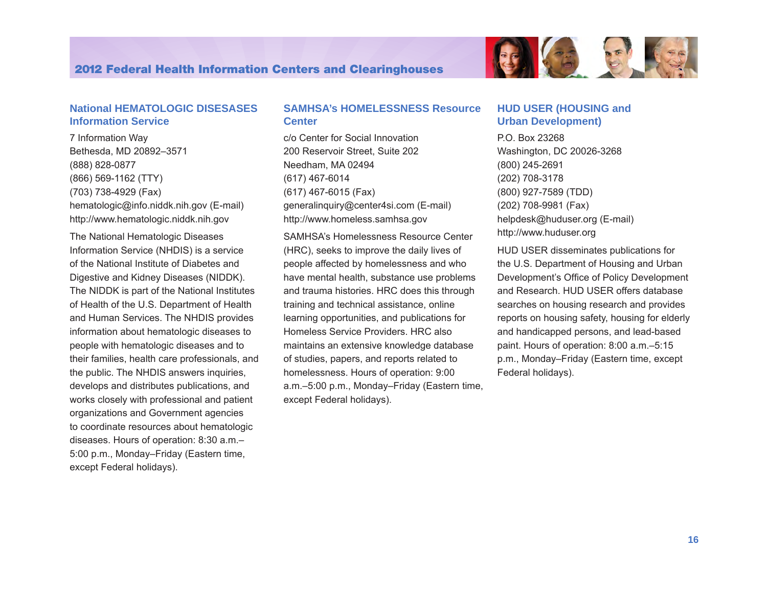## National HEMATOLOGIC DISEASES Information Service

7 Information Way
Bethesda, MD 20892–3571
(888) 828-0877
(866) 569-1162 (TTY)
(703) 738-4929 (Fax)
hematologic@info.niddk.nih.gov (E-mail)
http://www.hematologic.niddk.nih.gov

The National Hematologic Diseases Information Service (NHDIS) is a service of the National Institute of Diabetes and Digestive and Kidney Diseases (NIDDK). The NIDDK is part of the National Institutes of Health of the U.S. Department of Health and Human Services. The NHDIS provides information about hematologic diseases to people with hematologic diseases and to their families, health care professionals, and the public. The NHDIS answers inquiries, develops and distributes publications, and works closely with professional and patient organizations and Government agencies to coordinate resources about hematologic diseases. Hours of operation: 8:30 a.m.–5:00 p.m., Monday–Friday (Eastern time, except Federal holidays).

## SAMHSA's HOMELESSNESS Resource Center

c/o Center for Social Innovation
200 Reservoir Street, Suite 202
Needham, MA 02494
(617) 467-6014
(617) 467-6015 (Fax)
generalinquiry@center4si.com (E-mail)
http://www.homeless.samhsa.gov

SAMHSA's Homelessness Resource Center (HRC), seeks to improve the daily lives of people affected by homelessness and who have mental health, substance use problems and trauma histories. HRC does this through training and technical assistance, online learning opportunities, and publications for Homeless Service Providers. HRC also maintains an extensive knowledge database of studies, papers, and reports related to homelessness. Hours of operation: 9:00 a.m.–5:00 p.m., Monday–Friday (Eastern time, except Federal holidays).

## HUD USER (HOUSING and Urban Development)

P.O. Box 23268
Washington, DC 20026-3268
(800) 245-2691
(202) 708-3178
(800) 927-7589 (TDD)
(202) 708-9981 (Fax)
helpdesk@huduser.org (E-mail)
http://www.huduser.org

HUD USER disseminates publications for the U.S. Department of Housing and Urban Development's Office of Policy Development and Research. HUD USER offers database searches on housing research and provides reports on housing safety, housing for elderly and handicapped persons, and lead-based paint. Hours of operation: 8:00 a.m.–5:15 p.m., Monday–Friday (Eastern time, except Federal holidays).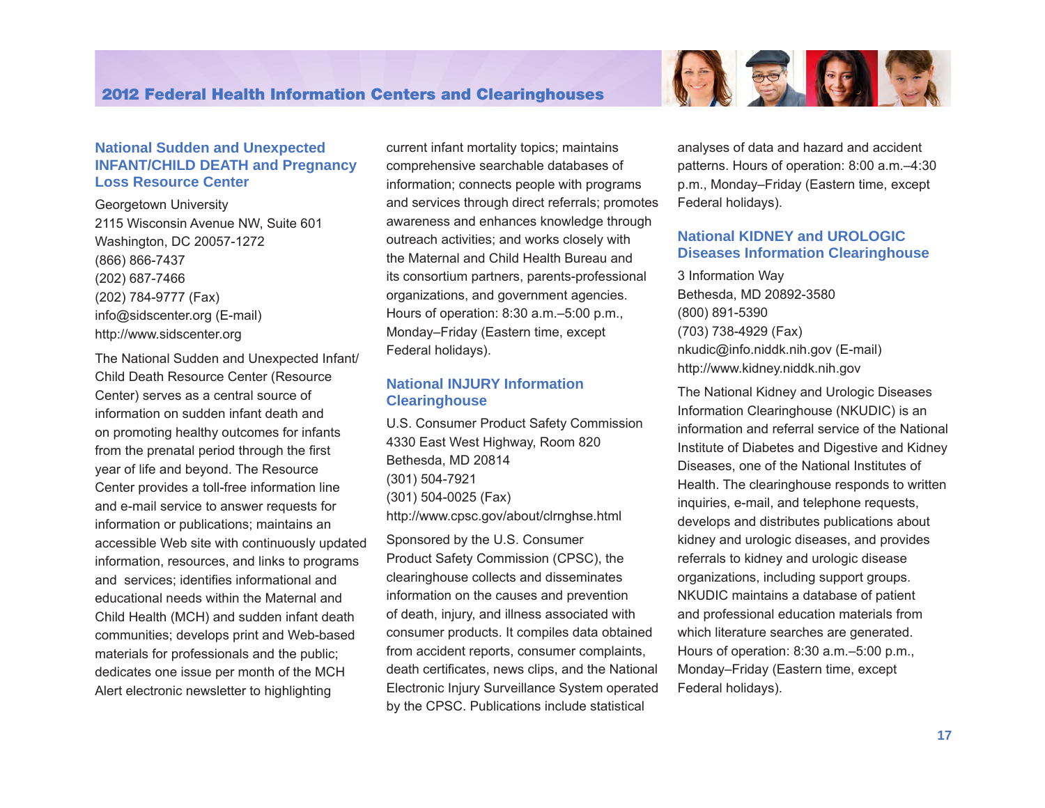### National Sudden and Unexpected INFANT/CHILD DEATH and Pregnancy Loss Resource Center

Georgetown University
2115 Wisconsin Avenue NW, Suite 601
Washington, DC 20057-1272
(866) 866-7437
(202) 687-7466
(202) 784-9777 (Fax)
info@sidscenter.org (E-mail)
http://www.sidscenter.org

The National Sudden and Unexpected Infant/Child Death Resource Center (Resource Center) serves as a central source of information on sudden infant death and on promoting healthy outcomes for infants from the prenatal period through the first year of life and beyond. The Resource Center provides a toll-free information line and e-mail service to answer requests for information or publications; maintains an accessible Web site with continuously updated information, resources, and links to programs and services; identifies informational and educational needs within the Maternal and Child Health (MCH) and sudden infant death communities; develops print and Web-based materials for professionals and the public; dedicates one issue per month of the MCH Alert electronic newsletter to highlighting current infant mortality topics; maintains comprehensive searchable databases of information; connects people with programs and services through direct referrals; promotes awareness and enhances knowledge through outreach activities; and works closely with the Maternal and Child Health Bureau and its consortium partners, parents-professional organizations, and government agencies. Hours of operation: 8:30 a.m.–5:00 p.m., Monday–Friday (Eastern time, except Federal holidays).

### National INJURY Information Clearinghouse

U.S. Consumer Product Safety Commission
4330 East West Highway, Room 820
Bethesda, MD 20814
(301) 504-7921
(301) 504-0025 (Fax)
http://www.cpsc.gov/about/clrnghse.html

Sponsored by the U.S. Consumer Product Safety Commission (CPSC), the clearinghouse collects and disseminates information on the causes and prevention of death, injury, and illness associated with consumer products. It compiles data obtained from accident reports, consumer complaints, death certificates, news clips, and the National Electronic Injury Surveillance System operated by the CPSC. Publications include statistical analyses of data and hazard and accident patterns. Hours of operation: 8:00 a.m.–4:30 p.m., Monday–Friday (Eastern time, except Federal holidays).

### National KIDNEY and UROLOGIC Diseases Information Clearinghouse

3 Information Way
Bethesda, MD 20892-3580
(800) 891-5390
(703) 738-4929 (Fax)
nkudic@info.niddk.nih.gov (E-mail)
http://www.kidney.niddk.nih.gov

The National Kidney and Urologic Diseases Information Clearinghouse (NKUDIC) is an information and referral service of the National Institute of Diabetes and Digestive and Kidney Diseases, one of the National Institutes of Health. The clearinghouse responds to written inquiries, e-mail, and telephone requests, develops and distributes publications about kidney and urologic diseases, and provides referrals to kidney and urologic disease organizations, including support groups. NKUDIC maintains a database of patient and professional education materials from which literature searches are generated. Hours of operation: 8:30 a.m.–5:00 p.m., Monday–Friday (Eastern time, except Federal holidays).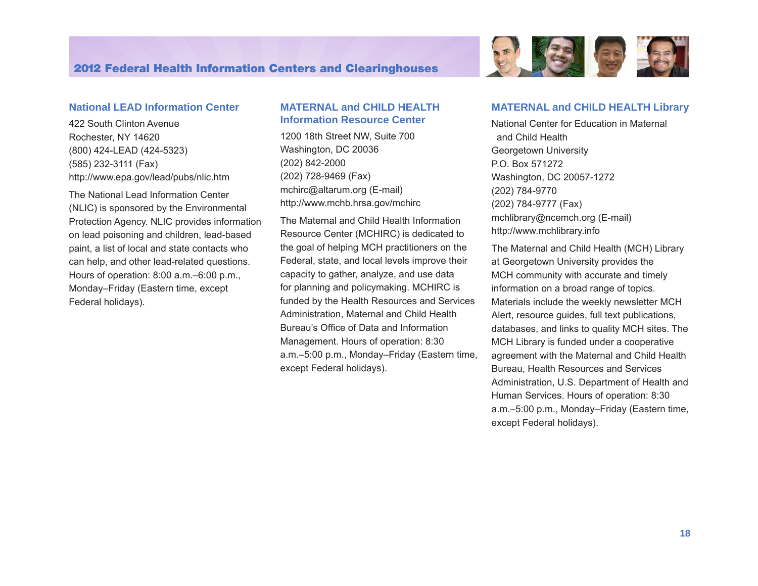## National LEAD Information Center

422 South Clinton Avenue
Rochester, NY 14620
(800) 424-LEAD (424-5323)
(585) 232-3111 (Fax)
http://www.epa.gov/lead/pubs/nlic.htm

The National Lead Information Center (NLIC) is sponsored by the Environmental Protection Agency. NLIC provides information on lead poisoning and children, lead-based paint, a list of local and state contacts who can help, and other lead-related questions. Hours of operation: 8:00 a.m.–6:00 p.m., Monday–Friday (Eastern time, except Federal holidays).

## MATERNAL and CHILD HEALTH Information Resource Center

1200 18th Street NW, Suite 700
Washington, DC 20036
(202) 842-2000
(202) 728-9469 (Fax)
mchirc@altarum.org (E-mail)
http://www.mchb.hrsa.gov/mchirc

The Maternal and Child Health Information Resource Center (MCHIRC) is dedicated to the goal of helping MCH practitioners on the Federal, state, and local levels improve their capacity to gather, analyze, and use data for planning and policymaking. MCHIRC is funded by the Health Resources and Services Administration, Maternal and Child Health Bureau's Office of Data and Information Management. Hours of operation: 8:30 a.m.–5:00 p.m., Monday–Friday (Eastern time, except Federal holidays).

## MATERNAL and CHILD HEALTH Library

National Center for Education in Maternal and Child Health
Georgetown University
P.O. Box 571272
Washington, DC 20057-1272
(202) 784-9770
(202) 784-9777 (Fax)
mchlibrary@ncemch.org (E-mail)
http://www.mchlibrary.info

The Maternal and Child Health (MCH) Library at Georgetown University provides the MCH community with accurate and timely information on a broad range of topics. Materials include the weekly newsletter MCH Alert, resource guides, full text publications, databases, and links to quality MCH sites. The MCH Library is funded under a cooperative agreement with the Maternal and Child Health Bureau, Health Resources and Services Administration, U.S. Department of Health and Human Services. Hours of operation: 8:30 a.m.–5:00 p.m., Monday–Friday (Eastern time, except Federal holidays).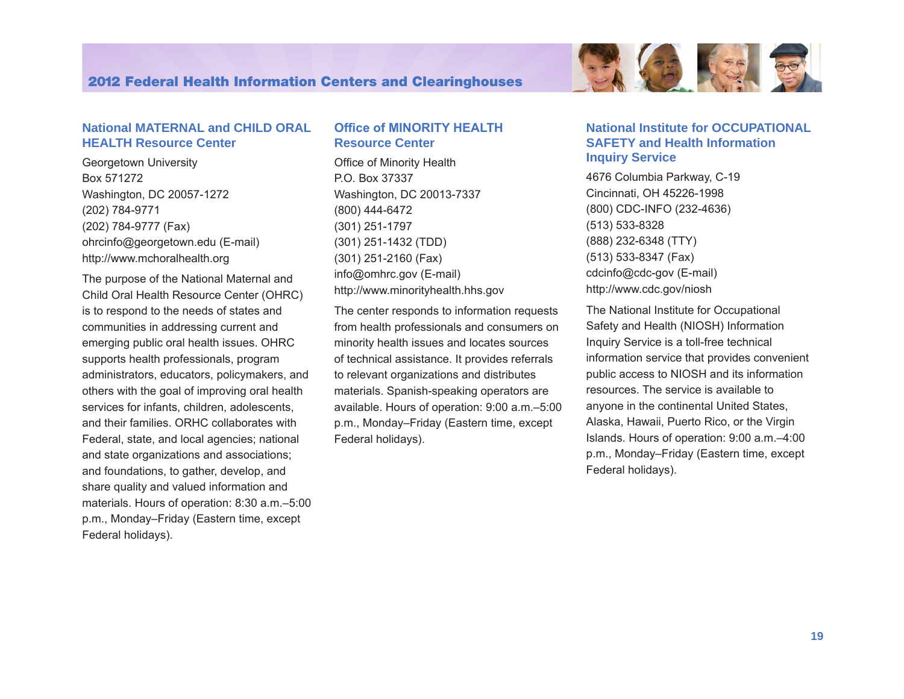## National MATERNAL and CHILD ORAL HEALTH Resource Center

Georgetown University
Box 571272
Washington, DC 20057-1272
(202) 784-9771
(202) 784-9777 (Fax)
ohrcinfo@georgetown.edu (E-mail)
http://www.mchoralhealth.org

The purpose of the National Maternal and Child Oral Health Resource Center (OHRC) is to respond to the needs of states and communities in addressing current and emerging public oral health issues. OHRC supports health professionals, program administrators, educators, policymakers, and others with the goal of improving oral health services for infants, children, adolescents, and their families. ORHC collaborates with Federal, state, and local agencies; national and state organizations and associations; and foundations, to gather, develop, and share quality and valued information and materials. Hours of operation: 8:30 a.m.–5:00 p.m., Monday–Friday (Eastern time, except Federal holidays).

## Office of MINORITY HEALTH Resource Center

Office of Minority Health
P.O. Box 37337
Washington, DC 20013-7337
(800) 444-6472
(301) 251-1797
(301) 251-1432 (TDD)
(301) 251-2160 (Fax)
info@omhrc.gov (E-mail)
http://www.minorityhealth.hhs.gov

The center responds to information requests from health professionals and consumers on minority health issues and locates sources of technical assistance. It provides referrals to relevant organizations and distributes materials. Spanish-speaking operators are available. Hours of operation: 9:00 a.m.–5:00 p.m., Monday–Friday (Eastern time, except Federal holidays).

## National Institute for OCCUPATIONAL SAFETY and Health Information Inquiry Service

4676 Columbia Parkway, C-19
Cincinnati, OH 45226-1998
(800) CDC-INFO (232-4636)
(513) 533-8328
(888) 232-6348 (TTY)
(513) 533-8347 (Fax)
cdcinfo@cdc-gov (E-mail)
http://www.cdc.gov/niosh

The National Institute for Occupational Safety and Health (NIOSH) Information Inquiry Service is a toll-free technical information service that provides convenient public access to NIOSH and its information resources. The service is available to anyone in the continental United States, Alaska, Hawaii, Puerto Rico, or the Virgin Islands. Hours of operation: 9:00 a.m.–4:00 p.m., Monday–Friday (Eastern time, except Federal holidays).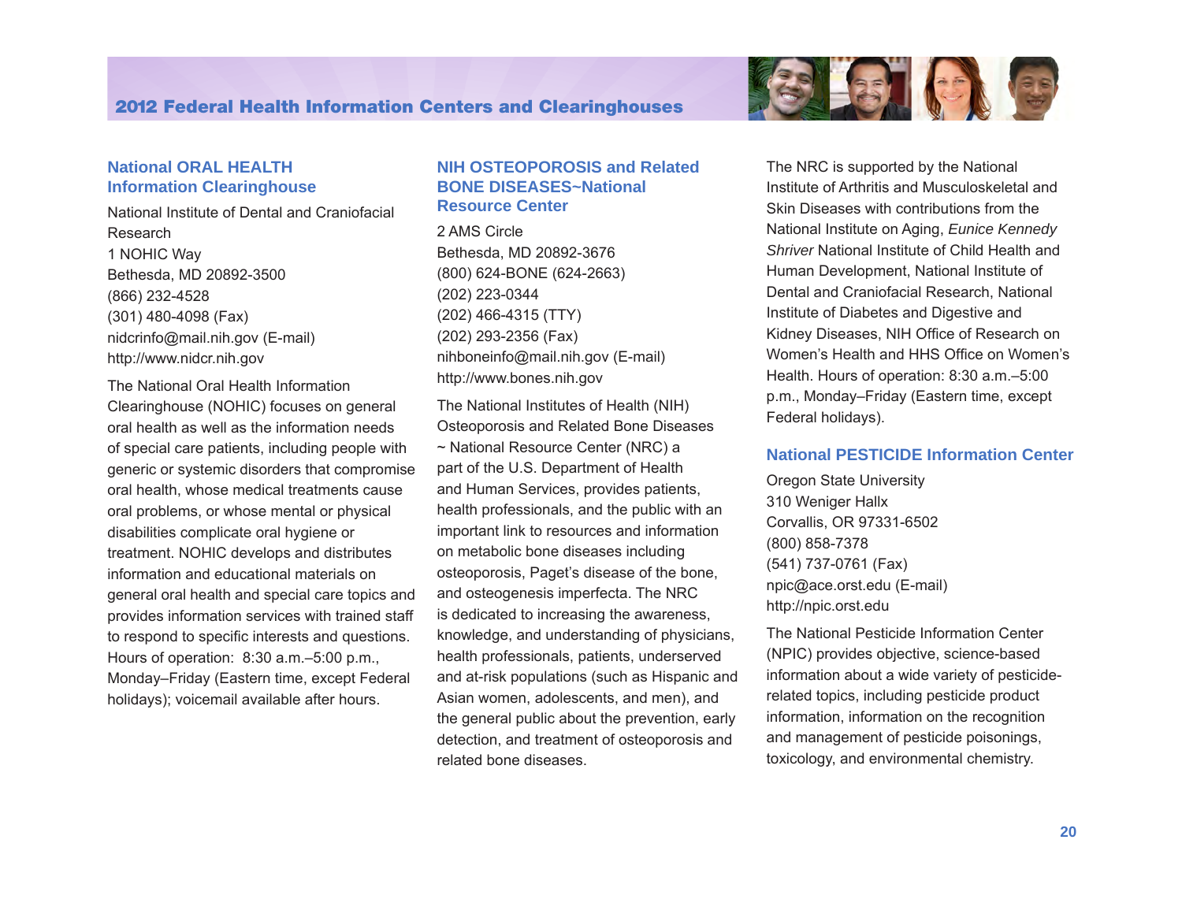## National ORAL HEALTH Information Clearinghouse

National Institute of Dental and Craniofacial Research
1 NOHIC Way
Bethesda, MD 20892-3500
(866) 232-4528
(301) 480-4098 (Fax)
nidcrinfo@mail.nih.gov (E-mail)
http://www.nidcr.nih.gov

The National Oral Health Information Clearinghouse (NOHIC) focuses on general oral health as well as the information needs of special care patients, including people with generic or systemic disorders that compromise oral health, whose medical treatments cause oral problems, or whose mental or physical disabilities complicate oral hygiene or treatment. NOHIC develops and distributes information and educational materials on general oral health and special care topics and provides information services with trained staff to respond to specific interests and questions. Hours of operation: 8:30 a.m.–5:00 p.m., Monday–Friday (Eastern time, except Federal holidays); voicemail available after hours.

## NIH OSTEOPOROSIS and Related BONE DISEASES~National Resource Center

2 AMS Circle
Bethesda, MD 20892-3676
(800) 624-BONE (624-2663)
(202) 223-0344
(202) 466-4315 (TTY)
(202) 293-2356 (Fax)
nihboneinfo@mail.nih.gov (E-mail)
http://www.bones.nih.gov

The National Institutes of Health (NIH) Osteoporosis and Related Bone Diseases ~ National Resource Center (NRC) a part of the U.S. Department of Health and Human Services, provides patients, health professionals, and the public with an important link to resources and information on metabolic bone diseases including osteoporosis, Paget's disease of the bone, and osteogenesis imperfecta. The NRC is dedicated to increasing the awareness, knowledge, and understanding of physicians, health professionals, patients, underserved and at-risk populations (such as Hispanic and Asian women, adolescents, and men), and the general public about the prevention, early detection, and treatment of osteoporosis and related bone diseases.

The NRC is supported by the National Institute of Arthritis and Musculoskeletal and Skin Diseases with contributions from the National Institute on Aging, *Eunice Kennedy Shriver* National Institute of Child Health and Human Development, National Institute of Dental and Craniofacial Research, National Institute of Diabetes and Digestive and Kidney Diseases, NIH Office of Research on Women's Health and HHS Office on Women's Health. Hours of operation: 8:30 a.m.–5:00 p.m., Monday–Friday (Eastern time, except Federal holidays).

## National PESTICIDE Information Center

Oregon State University
310 Weniger Hallx
Corvallis, OR 97331-6502
(800) 858-7378
(541) 737-0761 (Fax)
npic@ace.orst.edu (E-mail)
http://npic.orst.edu

The National Pesticide Information Center (NPIC) provides objective, science-based information about a wide variety of pesticide-related topics, including pesticide product information, information on the recognition and management of pesticide poisonings, toxicology, and environmental chemistry.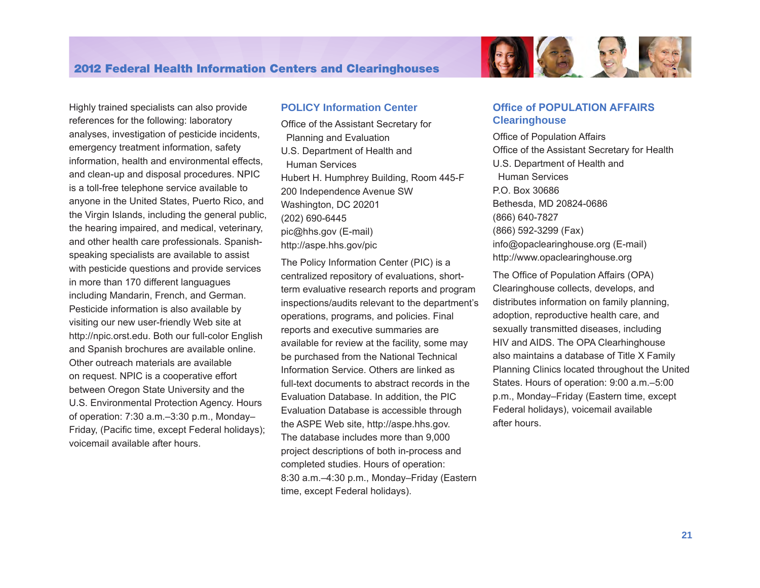Highly trained specialists can also provide references for the following: laboratory analyses, investigation of pesticide incidents, emergency treatment information, safety information, health and environmental effects, and clean-up and disposal procedures. NPIC is a toll-free telephone service available to anyone in the United States, Puerto Rico, and the Virgin Islands, including the general public, the hearing impaired, and medical, veterinary, and other health care professionals. Spanish-speaking specialists are available to assist with pesticide questions and provide services in more than 170 different languagues including Mandarin, French, and German. Pesticide information is also available by visiting our new user-friendly Web site at http://npic.orst.edu. Both our full-color English and Spanish brochures are available online. Other outreach materials are available on request. NPIC is a cooperative effort between Oregon State University and the U.S. Environmental Protection Agency. Hours of operation: 7:30 a.m.–3:30 p.m., Monday–Friday, (Pacific time, except Federal holidays); voicemail available after hours.

## POLICY Information Center

Office of the Assistant Secretary for Planning and Evaluation
U.S. Department of Health and Human Services
Hubert H. Humphrey Building, Room 445-F
200 Independence Avenue SW
Washington, DC 20201
(202) 690-6445
pic@hhs.gov (E-mail)
http://aspe.hhs.gov/pic

The Policy Information Center (PIC) is a centralized repository of evaluations, short-term evaluative research reports and program inspections/audits relevant to the department's operations, programs, and policies. Final reports and executive summaries are available for review at the facility, some may be purchased from the National Technical Information Service. Others are linked as full-text documents to abstract records in the Evaluation Database. In addition, the PIC Evaluation Database is accessible through the ASPE Web site, http://aspe.hhs.gov. The database includes more than 9,000 project descriptions of both in-process and completed studies. Hours of operation: 8:30 a.m.–4:30 p.m., Monday–Friday (Eastern time, except Federal holidays).

## Office of POPULATION AFFAIRS Clearinghouse

Office of Population Affairs
Office of the Assistant Secretary for Health
U.S. Department of Health and Human Services
P.O. Box 30686
Bethesda, MD 20824-0686
(866) 640-7827
(866) 592-3299 (Fax)
info@opaclearinghouse.org (E-mail)
http://www.opaclearinghouse.org

The Office of Population Affairs (OPA) Clearinghouse collects, develops, and distributes information on family planning, adoption, reproductive health care, and sexually transmitted diseases, including HIV and AIDS. The OPA Clearhinghouse also maintains a database of Title X Family Planning Clinics located throughout the United States. Hours of operation: 9:00 a.m.–5:00 p.m., Monday–Friday (Eastern time, except Federal holidays), voicemail available after hours.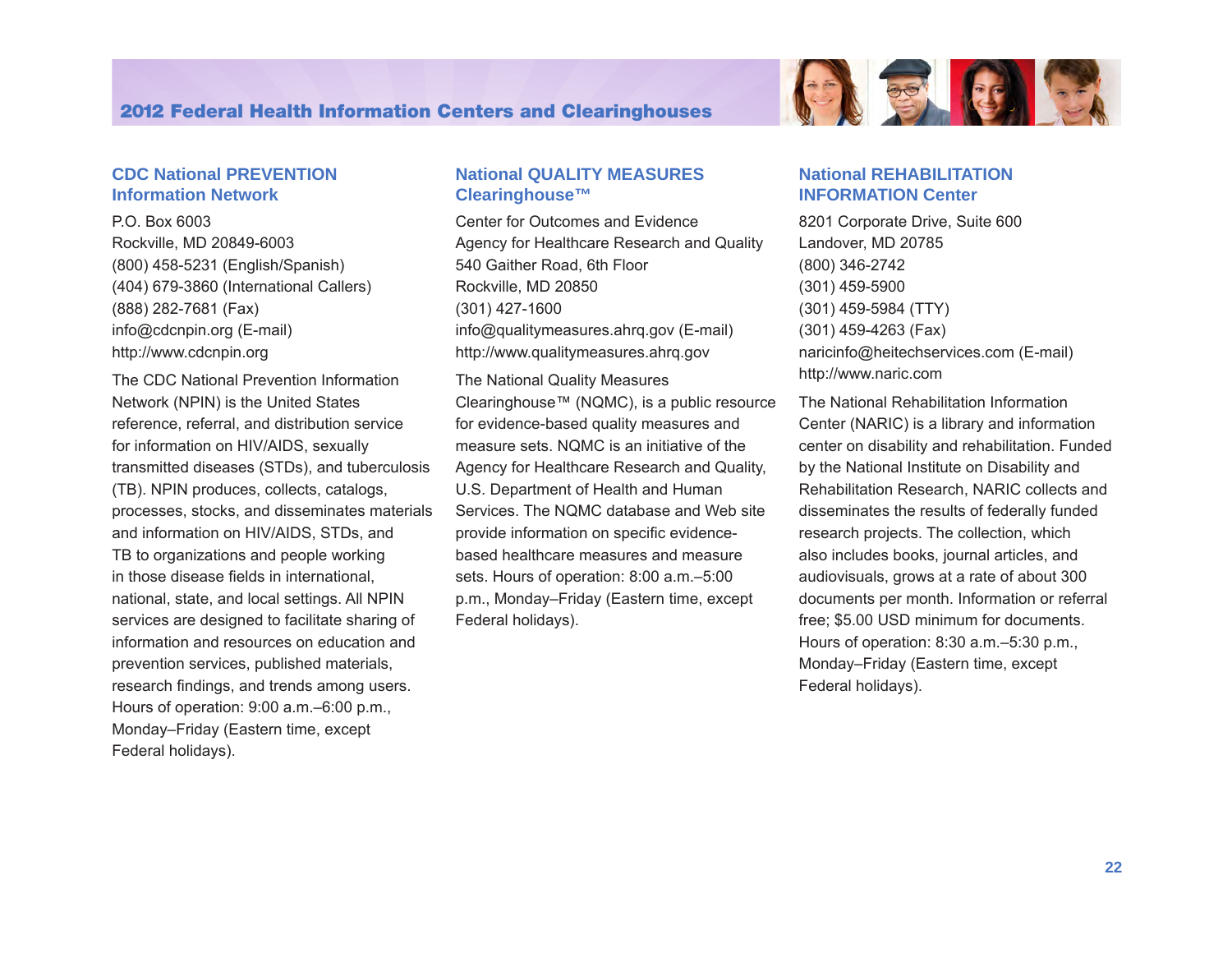## CDC National PREVENTION Information Network

P.O. Box 6003
Rockville, MD 20849-6003
(800) 458-5231 (English/Spanish)
(404) 679-3860 (International Callers)
(888) 282-7681 (Fax)
info@cdcnpin.org (E-mail)
http://www.cdcnpin.org

The CDC National Prevention Information Network (NPIN) is the United States reference, referral, and distribution service for information on HIV/AIDS, sexually transmitted diseases (STDs), and tuberculosis (TB). NPIN produces, collects, catalogs, processes, stocks, and disseminates materials and information on HIV/AIDS, STDs, and TB to organizations and people working in those disease fields in international, national, state, and local settings. All NPIN services are designed to facilitate sharing of information and resources on education and prevention services, published materials, research findings, and trends among users. Hours of operation: 9:00 a.m.–6:00 p.m., Monday–Friday (Eastern time, except Federal holidays).

## National QUALITY MEASURES Clearinghouse™

Center for Outcomes and Evidence
Agency for Healthcare Research and Quality
540 Gaither Road, 6th Floor
Rockville, MD 20850
(301) 427-1600
info@qualitymeasures.ahrq.gov (E-mail)
http://www.qualitymeasures.ahrq.gov

The National Quality Measures Clearinghouse™ (NQMC), is a public resource for evidence-based quality measures and measure sets. NQMC is an initiative of the Agency for Healthcare Research and Quality, U.S. Department of Health and Human Services. The NQMC database and Web site provide information on specific evidence-based healthcare measures and measure sets. Hours of operation: 8:00 a.m.–5:00 p.m., Monday–Friday (Eastern time, except Federal holidays).

## National REHABILITATION INFORMATION Center

8201 Corporate Drive, Suite 600
Landover, MD 20785
(800) 346-2742
(301) 459-5900
(301) 459-5984 (TTY)
(301) 459-4263 (Fax)
naricinfo@heitechservices.com (E-mail)
http://www.naric.com

The National Rehabilitation Information Center (NARIC) is a library and information center on disability and rehabilitation. Funded by the National Institute on Disability and Rehabilitation Research, NARIC collects and disseminates the results of federally funded research projects. The collection, which also includes books, journal articles, and audiovisuals, grows at a rate of about 300 documents per month. Information or referral free; $5.00 USD minimum for documents. Hours of operation: 8:30 a.m.–5:30 p.m., Monday–Friday (Eastern time, except Federal holidays).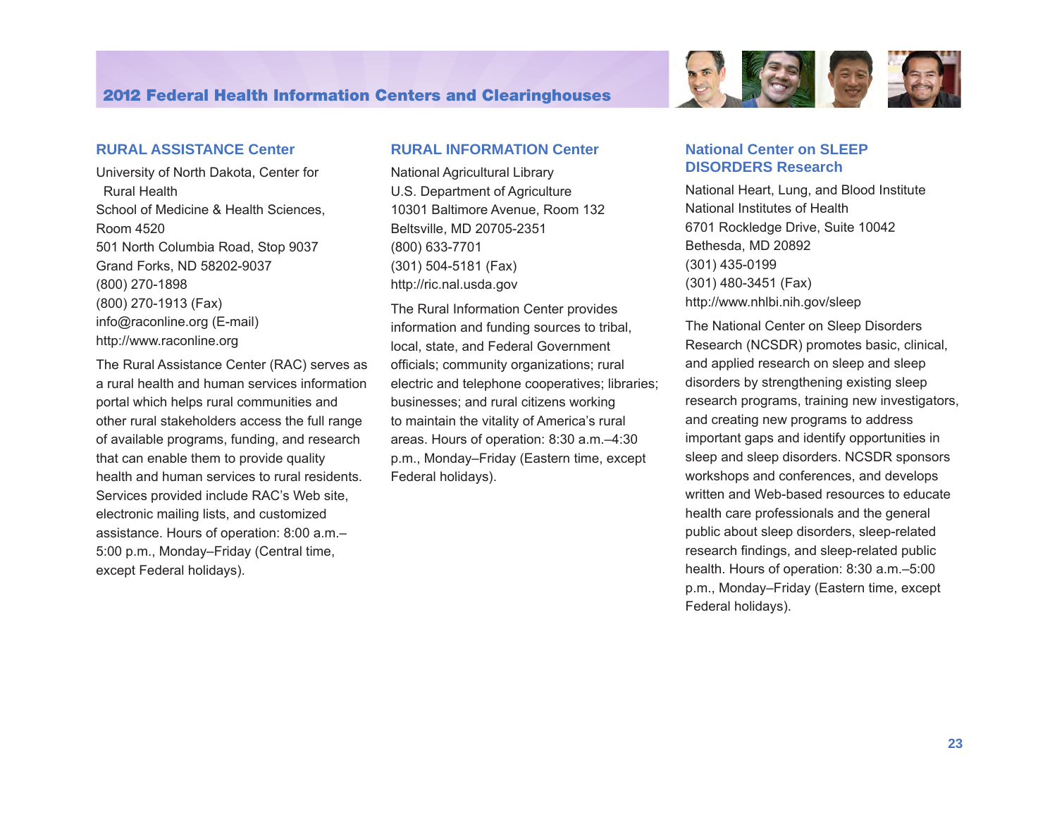## RURAL ASSISTANCE Center

University of North Dakota, Center for Rural Health
School of Medicine & Health Sciences, Room 4520
501 North Columbia Road, Stop 9037
Grand Forks, ND 58202-9037
(800) 270-1898
(800) 270-1913 (Fax)
info@raconline.org (E-mail)
http://www.raconline.org

The Rural Assistance Center (RAC) serves as a rural health and human services information portal which helps rural communities and other rural stakeholders access the full range of available programs, funding, and research that can enable them to provide quality health and human services to rural residents. Services provided include RAC's Web site, electronic mailing lists, and customized assistance. Hours of operation: 8:00 a.m.–5:00 p.m., Monday–Friday (Central time, except Federal holidays).

## RURAL INFORMATION Center

National Agricultural Library
U.S. Department of Agriculture
10301 Baltimore Avenue, Room 132
Beltsville, MD 20705-2351
(800) 633-7701
(301) 504-5181 (Fax)
http://ric.nal.usda.gov

The Rural Information Center provides information and funding sources to tribal, local, state, and Federal Government officials; community organizations; rural electric and telephone cooperatives; libraries; businesses; and rural citizens working to maintain the vitality of America's rural areas. Hours of operation: 8:30 a.m.–4:30 p.m., Monday–Friday (Eastern time, except Federal holidays).

## National Center on SLEEP DISORDERS Research

National Heart, Lung, and Blood Institute
National Institutes of Health
6701 Rockledge Drive, Suite 10042
Bethesda, MD 20892
(301) 435-0199
(301) 480-3451 (Fax)
http://www.nhlbi.nih.gov/sleep

The National Center on Sleep Disorders Research (NCSDR) promotes basic, clinical, and applied research on sleep and sleep disorders by strengthening existing sleep research programs, training new investigators, and creating new programs to address important gaps and identify opportunities in sleep and sleep disorders. NCSDR sponsors workshops and conferences, and develops written and Web-based resources to educate health care professionals and the general public about sleep disorders, sleep-related research findings, and sleep-related public health. Hours of operation: 8:30 a.m.–5:00 p.m., Monday–Friday (Eastern time, except Federal holidays).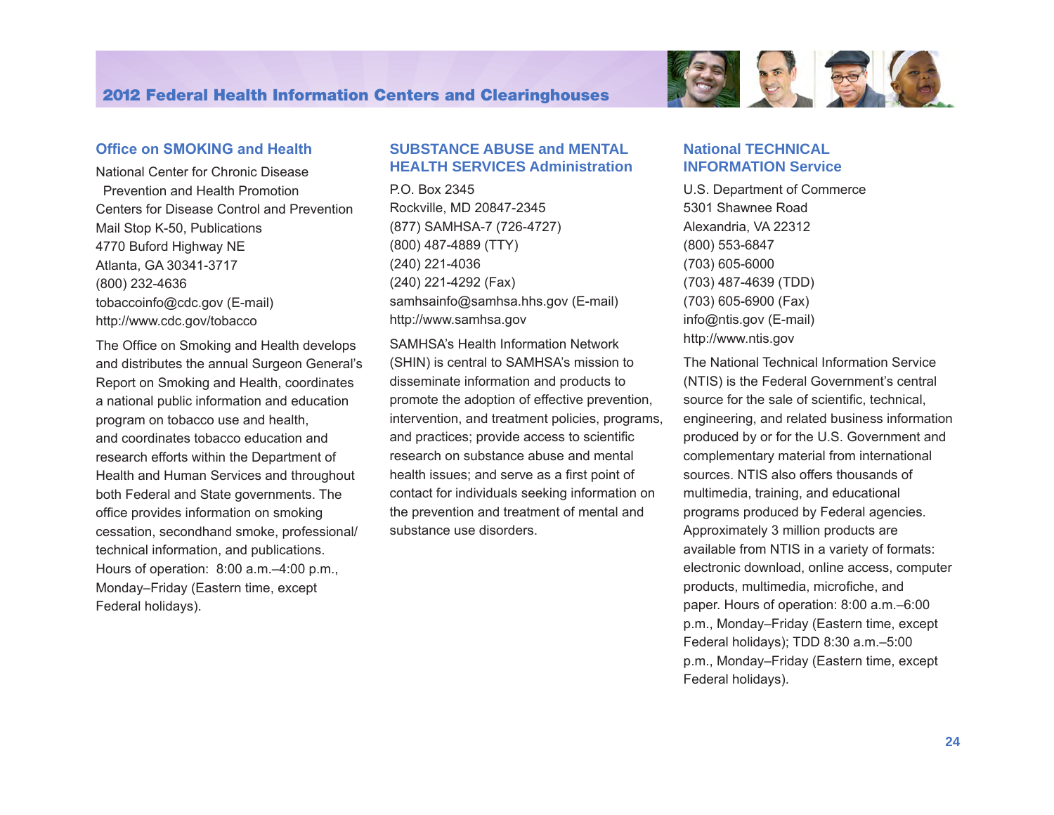## Office on SMOKING and Health

National Center for Chronic Disease Prevention and Health Promotion
Centers for Disease Control and Prevention
Mail Stop K-50, Publications
4770 Buford Highway NE
Atlanta, GA 30341-3717
(800) 232-4636
tobaccoinfo@cdc.gov (E-mail)
http://www.cdc.gov/tobacco

The Office on Smoking and Health develops and distributes the annual Surgeon General's Report on Smoking and Health, coordinates a national public information and education program on tobacco use and health, and coordinates tobacco education and research efforts within the Department of Health and Human Services and throughout both Federal and State governments. The office provides information on smoking cessation, secondhand smoke, professional/technical information, and publications. Hours of operation: 8:00 a.m.–4:00 p.m., Monday–Friday (Eastern time, except Federal holidays).

## SUBSTANCE ABUSE and MENTAL HEALTH SERVICES Administration

P.O. Box 2345
Rockville, MD 20847-2345
(877) SAMHSA-7 (726-4727)
(800) 487-4889 (TTY)
(240) 221-4036
(240) 221-4292 (Fax)
samhsainfo@samhsa.hhs.gov (E-mail)
http://www.samhsa.gov

SAMHSA's Health Information Network (SHIN) is central to SAMHSA's mission to disseminate information and products to promote the adoption of effective prevention, intervention, and treatment policies, programs, and practices; provide access to scientific research on substance abuse and mental health issues; and serve as a first point of contact for individuals seeking information on the prevention and treatment of mental and substance use disorders.

## National TECHNICAL INFORMATION Service

U.S. Department of Commerce
5301 Shawnee Road
Alexandria, VA 22312
(800) 553-6847
(703) 605-6000
(703) 487-4639 (TDD)
(703) 605-6900 (Fax)
info@ntis.gov (E-mail)
http://www.ntis.gov

The National Technical Information Service (NTIS) is the Federal Government's central source for the sale of scientific, technical, engineering, and related business information produced by or for the U.S. Government and complementary material from international sources. NTIS also offers thousands of multimedia, training, and educational programs produced by Federal agencies. Approximately 3 million products are available from NTIS in a variety of formats: electronic download, online access, computer products, multimedia, microfiche, and paper. Hours of operation: 8:00 a.m.–6:00 p.m., Monday–Friday (Eastern time, except Federal holidays); TDD 8:30 a.m.–5:00 p.m., Monday–Friday (Eastern time, except Federal holidays).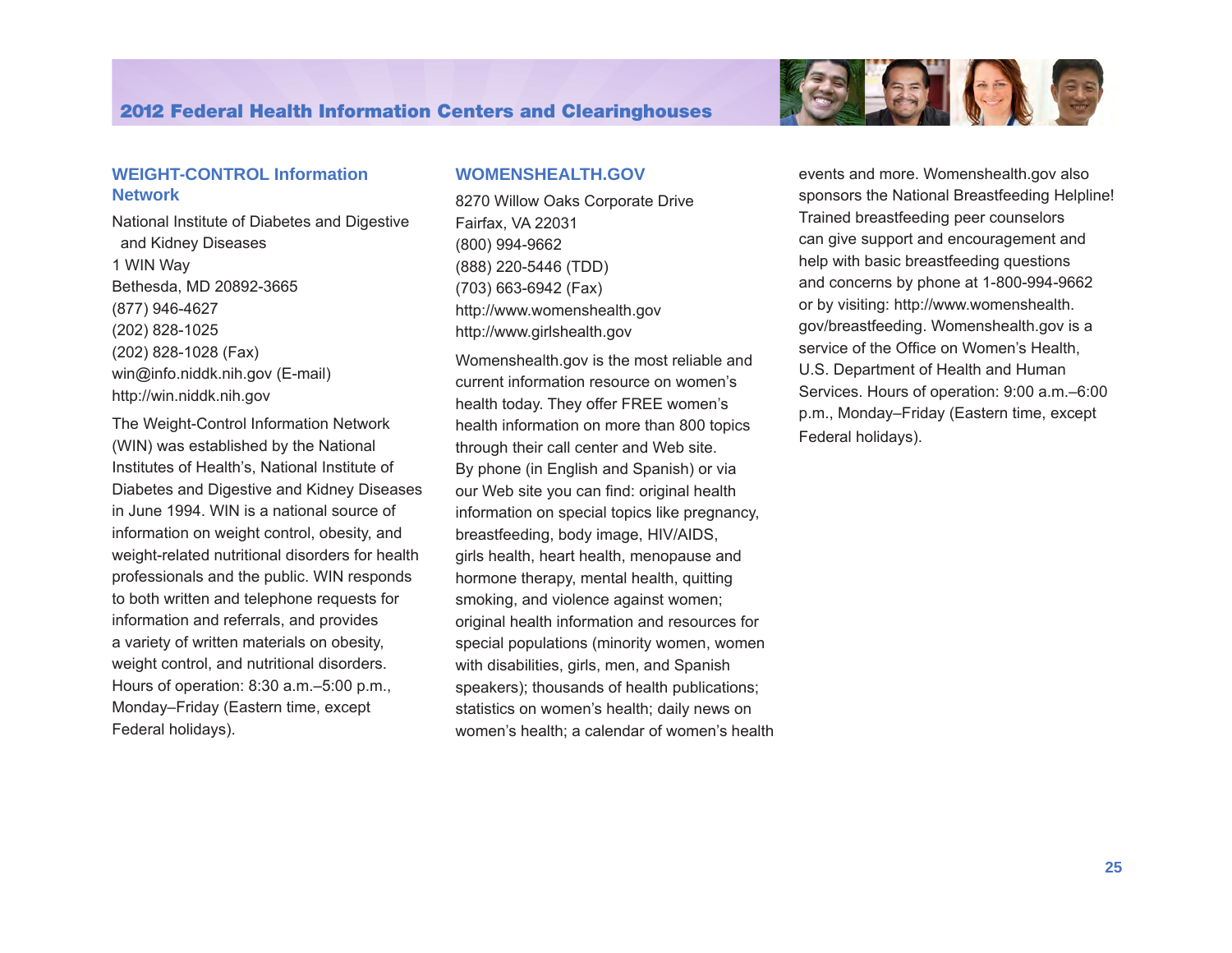## WEIGHT-CONTROL Information Network

National Institute of Diabetes and Digestive and Kidney Diseases
1 WIN Way
Bethesda, MD 20892-3665
(877) 946-4627
(202) 828-1025
(202) 828-1028 (Fax)
win@info.niddk.nih.gov (E-mail)
http://win.niddk.nih.gov

The Weight-Control Information Network (WIN) was established by the National Institutes of Health's, National Institute of Diabetes and Digestive and Kidney Diseases in June 1994. WIN is a national source of information on weight control, obesity, and weight-related nutritional disorders for health professionals and the public. WIN responds to both written and telephone requests for information and referrals, and provides a variety of written materials on obesity, weight control, and nutritional disorders. Hours of operation: 8:30 a.m.–5:00 p.m., Monday–Friday (Eastern time, except Federal holidays).

## WOMENSHEALTH.GOV

8270 Willow Oaks Corporate Drive
Fairfax, VA 22031
(800) 994-9662
(888) 220-5446 (TDD)
(703) 663-6942 (Fax)
http://www.womenshealth.gov
http://www.girlshealth.gov

Womenshealth.gov is the most reliable and current information resource on women's health today. They offer FREE women's health information on more than 800 topics through their call center and Web site. By phone (in English and Spanish) or via our Web site you can find: original health information on special topics like pregnancy, breastfeeding, body image, HIV/AIDS, girls health, heart health, menopause and hormone therapy, mental health, quitting smoking, and violence against women; original health information and resources for special populations (minority women, women with disabilities, girls, men, and Spanish speakers); thousands of health publications; statistics on women's health; daily news on women's health; a calendar of women's health events and more. Womenshealth.gov also sponsors the National Breastfeeding Helpline! Trained breastfeeding peer counselors can give support and encouragement and help with basic breastfeeding questions and concerns by phone at 1-800-994-9662 or by visiting: http://www.womenshealth.gov/breastfeeding. Womenshealth.gov is a service of the Office on Women's Health, U.S. Department of Health and Human Services. Hours of operation: 9:00 a.m.–6:00 p.m., Monday–Friday (Eastern time, except Federal holidays).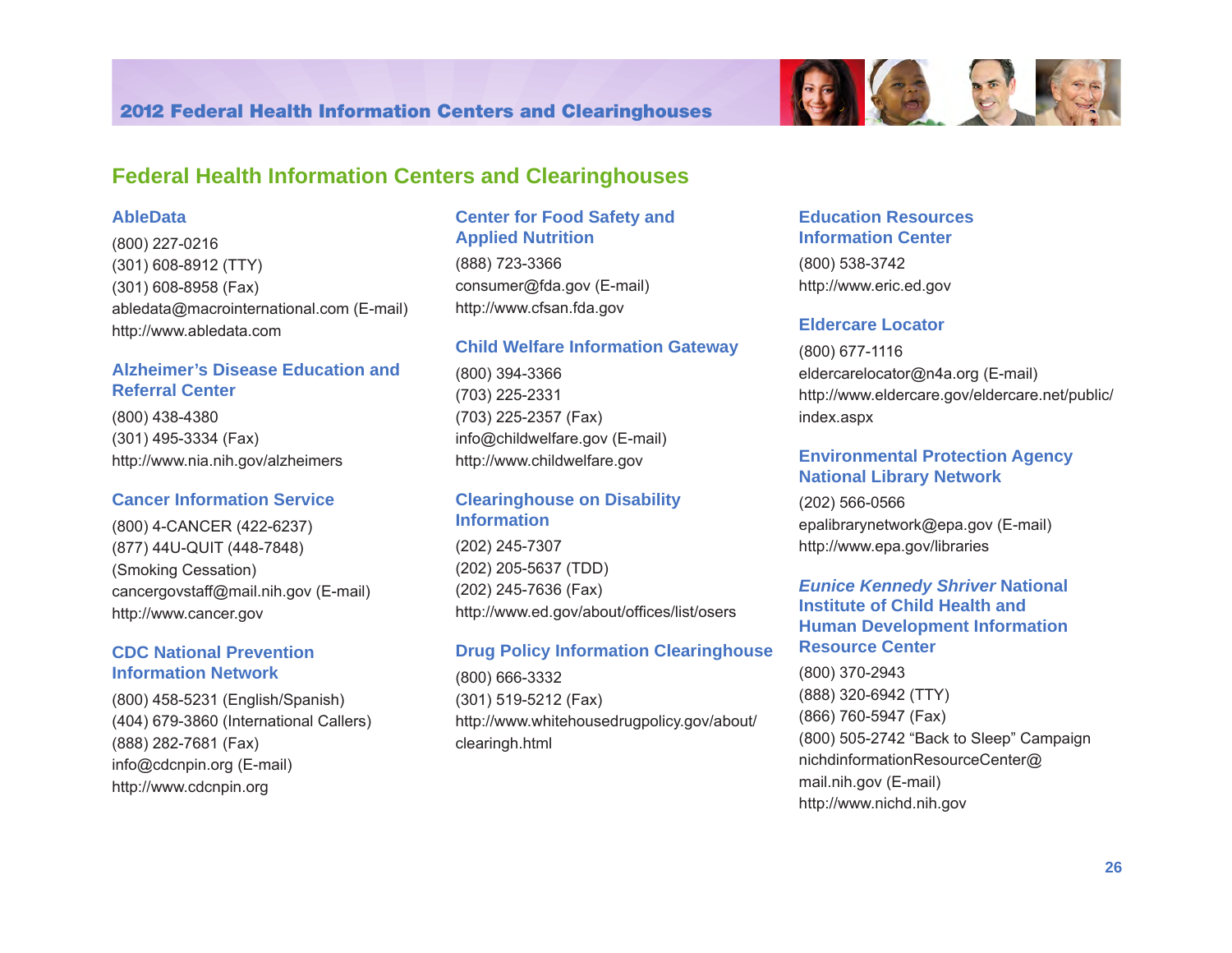## Federal Health Information Centers and Clearinghouses

### AbleData

(800) 227-0216
(301) 608-8912 (TTY)
(301) 608-8958 (Fax)
abledata@macrointernational.com (E-mail)
http://www.abledata.com

### Alzheimer's Disease Education and Referral Center

(800) 438-4380
(301) 495-3334 (Fax)
http://www.nia.nih.gov/alzheimers

### Cancer Information Service

(800) 4-CANCER (422-6237)
(877) 44U-QUIT (448-7848)
(Smoking Cessation)
cancergovstaff@mail.nih.gov (E-mail)
http://www.cancer.gov

### CDC National Prevention Information Network

(800) 458-5231 (English/Spanish)
(404) 679-3860 (International Callers)
(888) 282-7681 (Fax)
info@cdcnpin.org (E-mail)
http://www.cdcnpin.org

### Center for Food Safety and Applied Nutrition

(888) 723-3366
consumer@fda.gov (E-mail)
http://www.cfsan.fda.gov

### Child Welfare Information Gateway

(800) 394-3366
(703) 225-2331
(703) 225-2357 (Fax)
info@childwelfare.gov (E-mail)
http://www.childwelfare.gov

### Clearinghouse on Disability Information

(202) 245-7307
(202) 205-5637 (TDD)
(202) 245-7636 (Fax)
http://www.ed.gov/about/offices/list/osers

### Drug Policy Information Clearinghouse

(800) 666-3332
(301) 519-5212 (Fax)
http://www.whitehousedrugpolicy.gov/about/clearingh.html

### Education Resources Information Center

(800) 538-3742
http://www.eric.ed.gov

### Eldercare Locator

(800) 677-1116
eldercarelocator@n4a.org (E-mail)
http://www.eldercare.gov/eldercare.net/public/index.aspx

### Environmental Protection Agency National Library Network

(202) 566-0566
epalibrarynetwork@epa.gov (E-mail)
http://www.epa.gov/libraries

### *Eunice Kennedy Shriver* National Institute of Child Health and Human Development Information Resource Center

(800) 370-2943
(888) 320-6942 (TTY)
(866) 760-5947 (Fax)
(800) 505-2742 "Back to Sleep" Campaign
nichdinformationResourceCenter@mail.nih.gov (E-mail)
http://www.nichd.nih.gov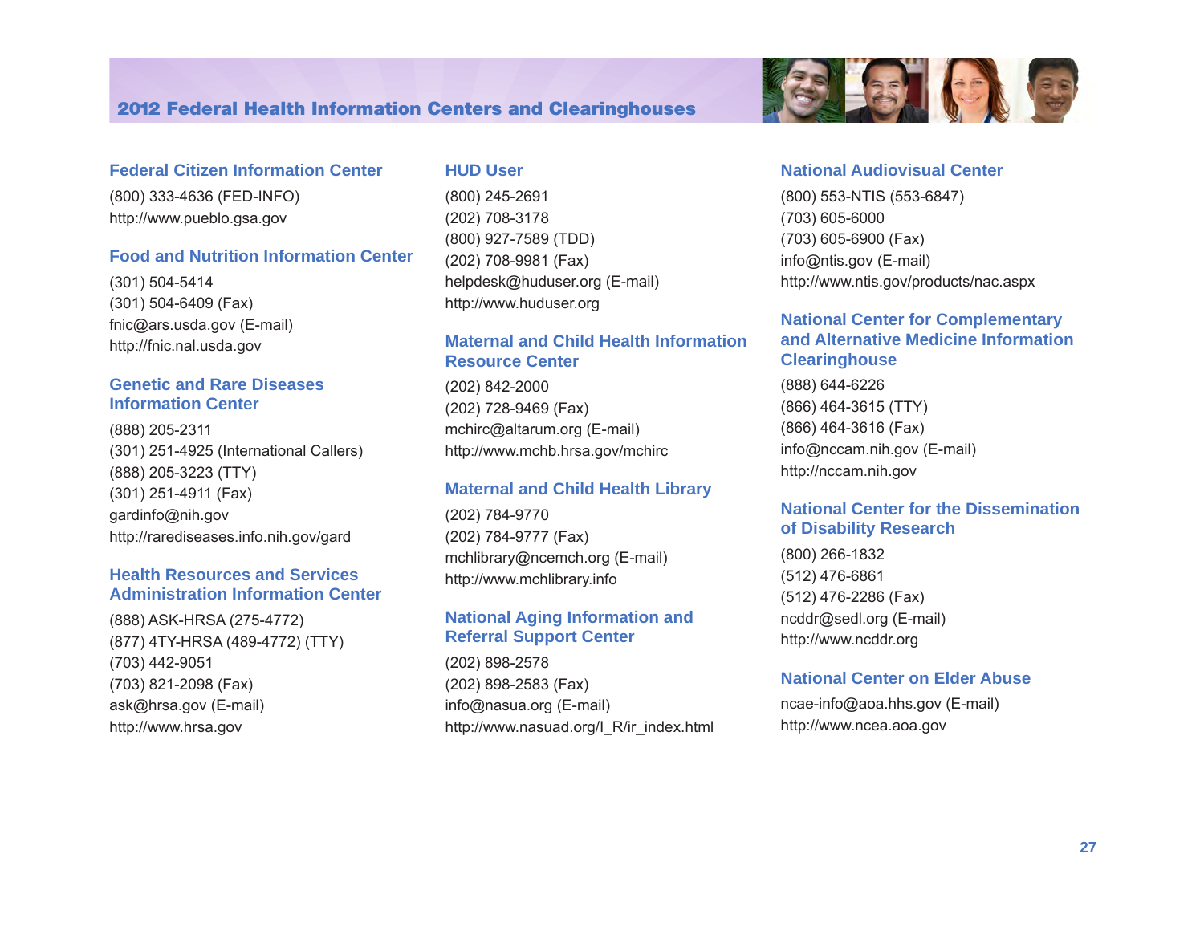# 2012 Federal Health Information Centers and Clearinghouses

### Federal Citizen Information Center

(800) 333-4636 (FED-INFO)
http://www.pueblo.gsa.gov

### Food and Nutrition Information Center

(301) 504-5414
(301) 504-6409 (Fax)
fnic@ars.usda.gov (E-mail)
http://fnic.nal.usda.gov

### Genetic and Rare Diseases Information Center

(888) 205-2311
(301) 251-4925 (International Callers)
(888) 205-3223 (TTY)
(301) 251-4911 (Fax)
gardinfo@nih.gov
http://rarediseases.info.nih.gov/gard

### Health Resources and Services Administration Information Center

(888) ASK-HRSA (275-4772)
(877) 4TY-HRSA (489-4772) (TTY)
(703) 442-9051
(703) 821-2098 (Fax)
ask@hrsa.gov (E-mail)
http://www.hrsa.gov

### HUD User

(800) 245-2691
(202) 708-3178
(800) 927-7589 (TDD)
(202) 708-9981 (Fax)
helpdesk@huduser.org (E-mail)
http://www.huduser.org

### Maternal and Child Health Information Resource Center

(202) 842-2000
(202) 728-9469 (Fax)
mchirc@altarum.org (E-mail)
http://www.mchb.hrsa.gov/mchirc

### Maternal and Child Health Library

(202) 784-9770
(202) 784-9777 (Fax)
mchlibrary@ncemch.org (E-mail)
http://www.mchlibrary.info

### National Aging Information and Referral Support Center

(202) 898-2578
(202) 898-2583 (Fax)
info@nasua.org (E-mail)
http://www.nasuad.org/I_R/ir_index.html

### National Audiovisual Center

(800) 553-NTIS (553-6847)
(703) 605-6000
(703) 605-6900 (Fax)
info@ntis.gov (E-mail)
http://www.ntis.gov/products/nac.aspx

### National Center for Complementary and Alternative Medicine Information Clearinghouse

(888) 644-6226
(866) 464-3615 (TTY)
(866) 464-3616 (Fax)
info@nccam.nih.gov (E-mail)
http://nccam.nih.gov

### National Center for the Dissemination of Disability Research

(800) 266-1832
(512) 476-6861
(512) 476-2286 (Fax)
ncddr@sedl.org (E-mail)
http://www.ncddr.org

### National Center on Elder Abuse

ncae-info@aoa.hhs.gov (E-mail)
http://www.ncea.aoa.gov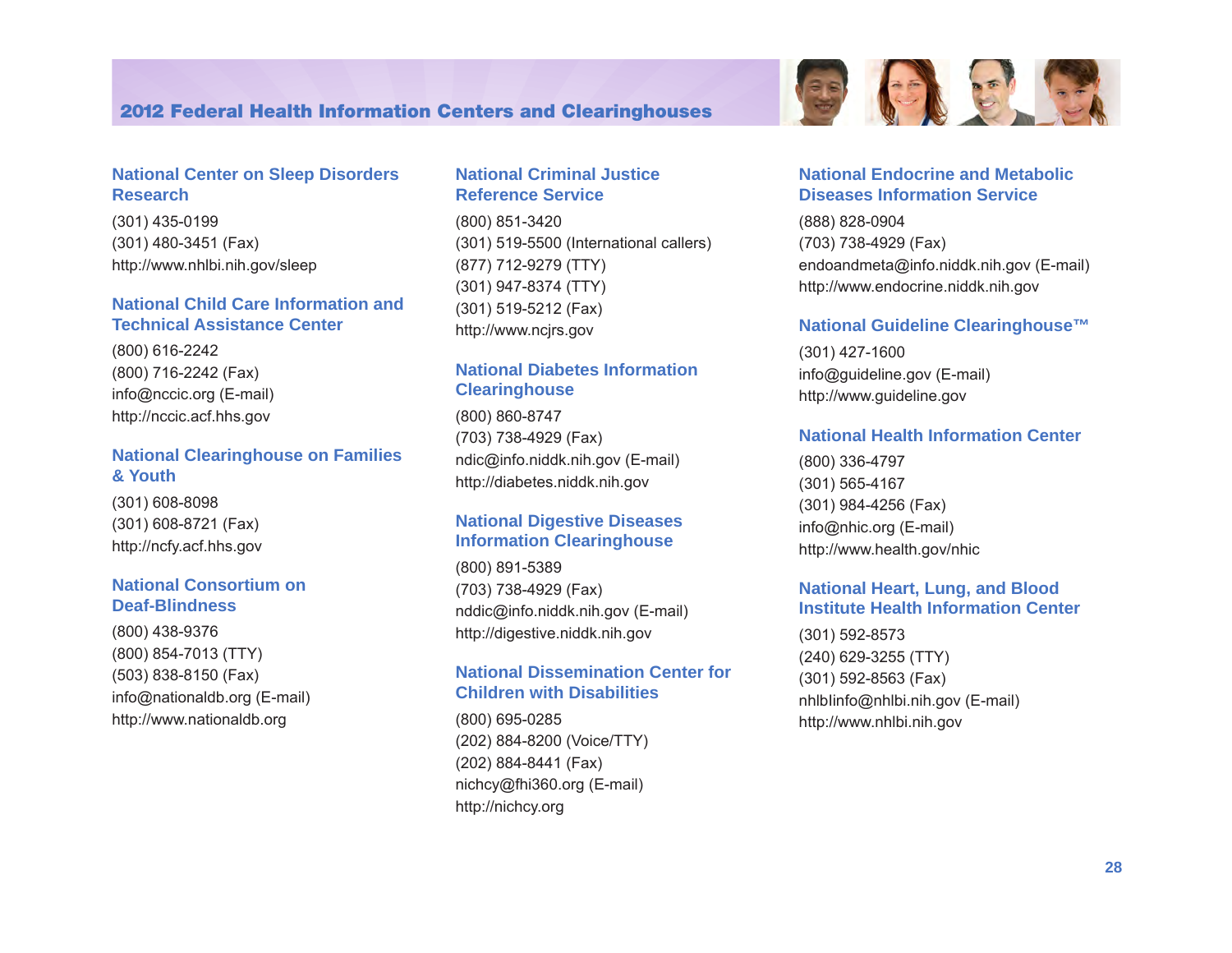## National Center on Sleep Disorders Research

(301) 435-0199
(301) 480-3451 (Fax)
http://www.nhlbi.nih.gov/sleep

## National Child Care Information and Technical Assistance Center

(800) 616-2242
(800) 716-2242 (Fax)
info@nccic.org (E-mail)
http://nccic.acf.hhs.gov

## National Clearinghouse on Families & Youth

(301) 608-8098
(301) 608-8721 (Fax)
http://ncfy.acf.hhs.gov

## National Consortium on Deaf-Blindness

(800) 438-9376
(800) 854-7013 (TTY)
(503) 838-8150 (Fax)
info@nationaldb.org (E-mail)
http://www.nationaldb.org

## National Criminal Justice Reference Service

(800) 851-3420
(301) 519-5500 (International callers)
(877) 712-9279 (TTY)
(301) 947-8374 (TTY)
(301) 519-5212 (Fax)
http://www.ncjrs.gov

## National Diabetes Information Clearinghouse

(800) 860-8747
(703) 738-4929 (Fax)
ndic@info.niddk.nih.gov (E-mail)
http://diabetes.niddk.nih.gov

## National Digestive Diseases Information Clearinghouse

(800) 891-5389
(703) 738-4929 (Fax)
nddic@info.niddk.nih.gov (E-mail)
http://digestive.niddk.nih.gov

## National Dissemination Center for Children with Disabilities

(800) 695-0285
(202) 884-8200 (Voice/TTY)
(202) 884-8441 (Fax)
nichcy@fhi360.org (E-mail)
http://nichcy.org

## National Endocrine and Metabolic Diseases Information Service

(888) 828-0904
(703) 738-4929 (Fax)
endoandmeta@info.niddk.nih.gov (E-mail)
http://www.endocrine.niddk.nih.gov

## National Guideline Clearinghouse™

(301) 427-1600
info@guideline.gov (E-mail)
http://www.guideline.gov

## National Health Information Center

(800) 336-4797
(301) 565-4167
(301) 984-4256 (Fax)
info@nhic.org (E-mail)
http://www.health.gov/nhic

## National Heart, Lung, and Blood Institute Health Information Center

(301) 592-8573
(240) 629-3255 (TTY)
(301) 592-8563 (Fax)
nhlbinfo@nhlbi.nih.gov (E-mail)
http://www.nhlbi.nih.gov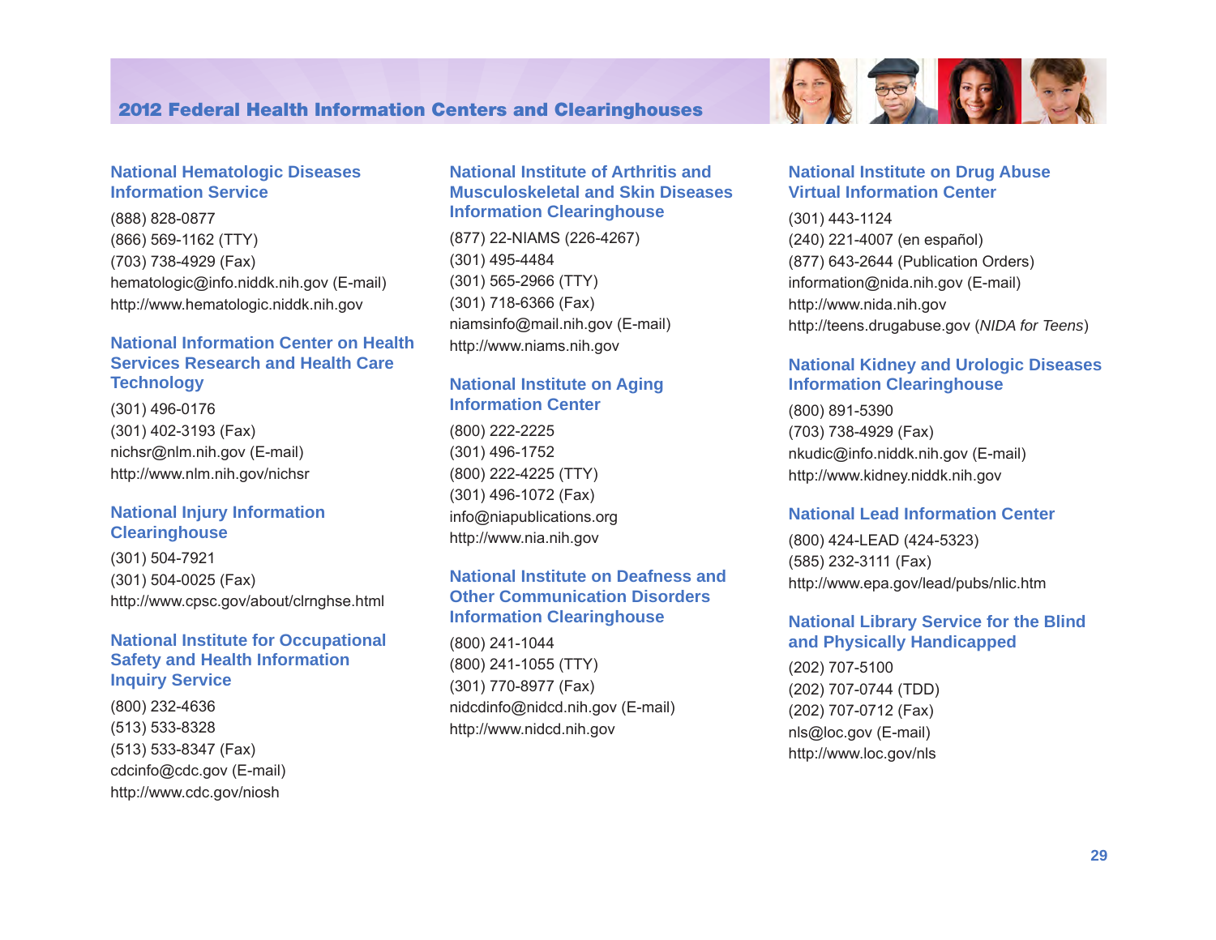### National Hematologic Diseases Information Service

(888) 828-0877
(866) 569-1162 (TTY)
(703) 738-4929 (Fax)
hematologic@info.niddk.nih.gov (E-mail)
http://www.hematologic.niddk.nih.gov

### National Information Center on Health Services Research and Health Care Technology

(301) 496-0176
(301) 402-3193 (Fax)
nichsr@nlm.nih.gov (E-mail)
http://www.nlm.nih.gov/nichsr

### National Injury Information Clearinghouse

(301) 504-7921
(301) 504-0025 (Fax)
http://www.cpsc.gov/about/clrnghse.html

### National Institute for Occupational Safety and Health Information Inquiry Service

(800) 232-4636
(513) 533-8328
(513) 533-8347 (Fax)
cdcinfo@cdc.gov (E-mail)
http://www.cdc.gov/niosh

### National Institute of Arthritis and Musculoskeletal and Skin Diseases Information Clearinghouse

(877) 22-NIAMS (226-4267)
(301) 495-4484
(301) 565-2966 (TTY)
(301) 718-6366 (Fax)
niamsinfo@mail.nih.gov (E-mail)
http://www.niams.nih.gov

### National Institute on Aging Information Center

(800) 222-2225
(301) 496-1752
(800) 222-4225 (TTY)
(301) 496-1072 (Fax)
info@niapublications.org
http://www.nia.nih.gov

### National Institute on Deafness and Other Communication Disorders Information Clearinghouse

(800) 241-1044
(800) 241-1055 (TTY)
(301) 770-8977 (Fax)
nidcdinfo@nidcd.nih.gov (E-mail)
http://www.nidcd.nih.gov

### National Institute on Drug Abuse Virtual Information Center

(301) 443-1124
(240) 221-4007 (en español)
(877) 643-2644 (Publication Orders)
information@nida.nih.gov (E-mail)
http://www.nida.nih.gov
http://teens.drugabuse.gov (*NIDA for Teens*)

### National Kidney and Urologic Diseases Information Clearinghouse

(800) 891-5390
(703) 738-4929 (Fax)
nkudic@info.niddk.nih.gov (E-mail)
http://www.kidney.niddk.nih.gov

### National Lead Information Center

(800) 424-LEAD (424-5323)
(585) 232-3111 (Fax)
http://www.epa.gov/lead/pubs/nlic.htm

### National Library Service for the Blind and Physically Handicapped

(202) 707-5100
(202) 707-0744 (TDD)
(202) 707-0712 (Fax)
nls@loc.gov (E-mail)
http://www.loc.gov/nls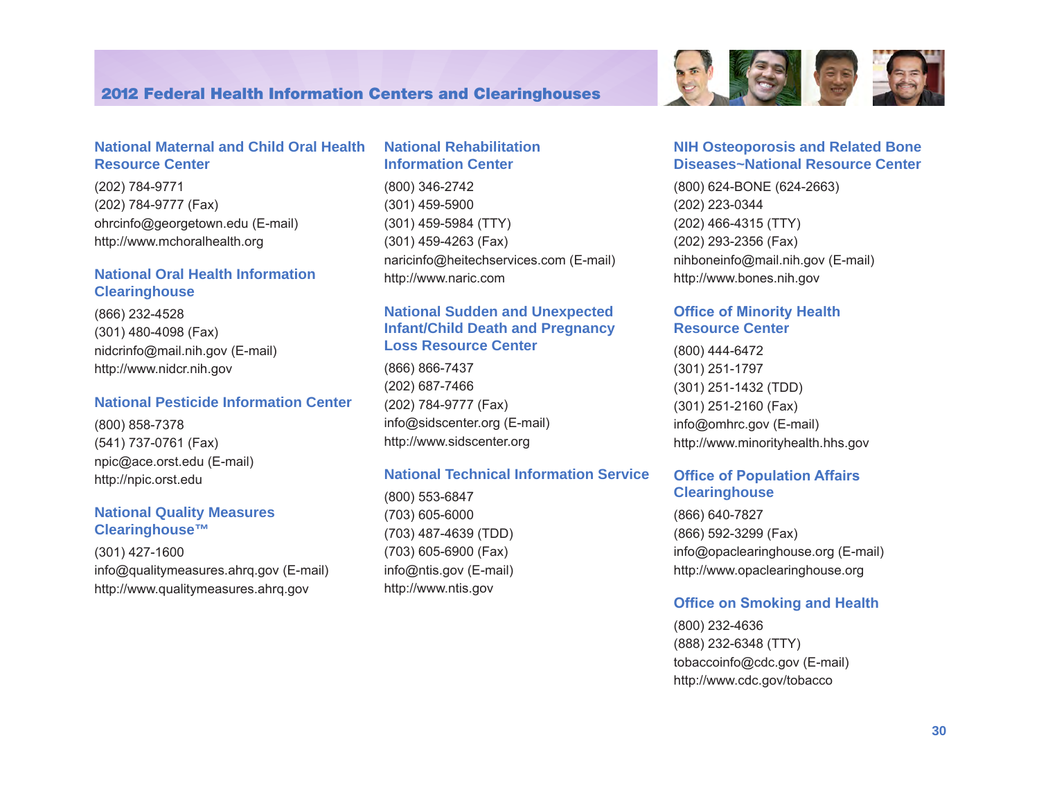## National Maternal and Child Oral Health Resource Center

(202) 784-9771
(202) 784-9777 (Fax)
ohrcinfo@georgetown.edu (E-mail)
http://www.mchoralhealth.org

## National Oral Health Information Clearinghouse

(866) 232-4528
(301) 480-4098 (Fax)
nidcrinfo@mail.nih.gov (E-mail)
http://www.nidcr.nih.gov

## National Pesticide Information Center

(800) 858-7378
(541) 737-0761 (Fax)
npic@ace.orst.edu (E-mail)
http://npic.orst.edu

## National Quality Measures Clearinghouse™

(301) 427-1600
info@qualitymeasures.ahrq.gov (E-mail)
http://www.qualitymeasures.ahrq.gov

## National Rehabilitation Information Center

(800) 346-2742
(301) 459-5900
(301) 459-5984 (TTY)
(301) 459-4263 (Fax)
naricinfo@heitechservices.com (E-mail)
http://www.naric.com

## National Sudden and Unexpected Infant/Child Death and Pregnancy Loss Resource Center

(866) 866-7437
(202) 687-7466
(202) 784-9777 (Fax)
info@sidscenter.org (E-mail)
http://www.sidscenter.org

## National Technical Information Service

(800) 553-6847
(703) 605-6000
(703) 487-4639 (TDD)
(703) 605-6900 (Fax)
info@ntis.gov (E-mail)
http://www.ntis.gov

## NIH Osteoporosis and Related Bone Diseases~National Resource Center

(800) 624-BONE (624-2663)
(202) 223-0344
(202) 466-4315 (TTY)
(202) 293-2356 (Fax)
nihboneinfo@mail.nih.gov (E-mail)
http://www.bones.nih.gov

## Office of Minority Health Resource Center

(800) 444-6472
(301) 251-1797
(301) 251-1432 (TDD)
(301) 251-2160 (Fax)
info@omhrc.gov (E-mail)
http://www.minorityhealth.hhs.gov

## Office of Population Affairs Clearinghouse

(866) 640-7827
(866) 592-3299 (Fax)
info@opaclearinghouse.org (E-mail)
http://www.opaclearinghouse.org

## Office on Smoking and Health

(800) 232-4636
(888) 232-6348 (TTY)
tobaccoinfo@cdc.gov (E-mail)
http://www.cdc.gov/tobacco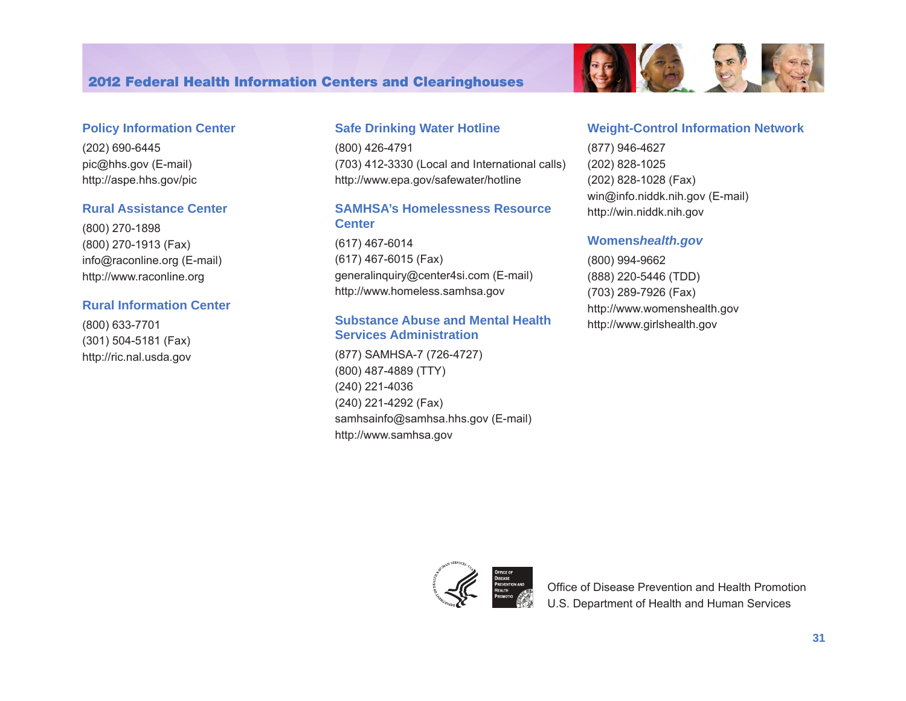### Policy Information Center

(202) 690-6445
pic@hhs.gov (E-mail)
http://aspe.hhs.gov/pic

### Rural Assistance Center

(800) 270-1898
(800) 270-1913 (Fax)
info@raconline.org (E-mail)
http://www.raconline.org

### Rural Information Center

(800) 633-7701
(301) 504-5181 (Fax)
http://ric.nal.usda.gov

### Safe Drinking Water Hotline

(800) 426-4791
(703) 412-3330 (Local and International calls)
http://www.epa.gov/safewater/hotline

### SAMHSA's Homelessness Resource Center

(617) 467-6014
(617) 467-6015 (Fax)
generalinquiry@center4si.com (E-mail)
http://www.homeless.samhsa.gov

### Substance Abuse and Mental Health Services Administration

(877) SAMHSA-7 (726-4727)
(800) 487-4889 (TTY)
(240) 221-4036
(240) 221-4292 (Fax)
samhsainfo@samhsa.hhs.gov (E-mail)
http://www.samhsa.gov

### Weight-Control Information Network

(877) 946-4627
(202) 828-1025
(202) 828-1028 (Fax)
win@info.niddk.nih.gov (E-mail)
http://win.niddk.nih.gov

### Womens*health.gov*

(800) 994-9662
(888) 220-5446 (TDD)
(703) 289-7926 (Fax)
http://www.womenshealth.gov
http://www.girlshealth.gov

Office of Disease Prevention and Health Promotion
U.S. Department of Health and Human Services